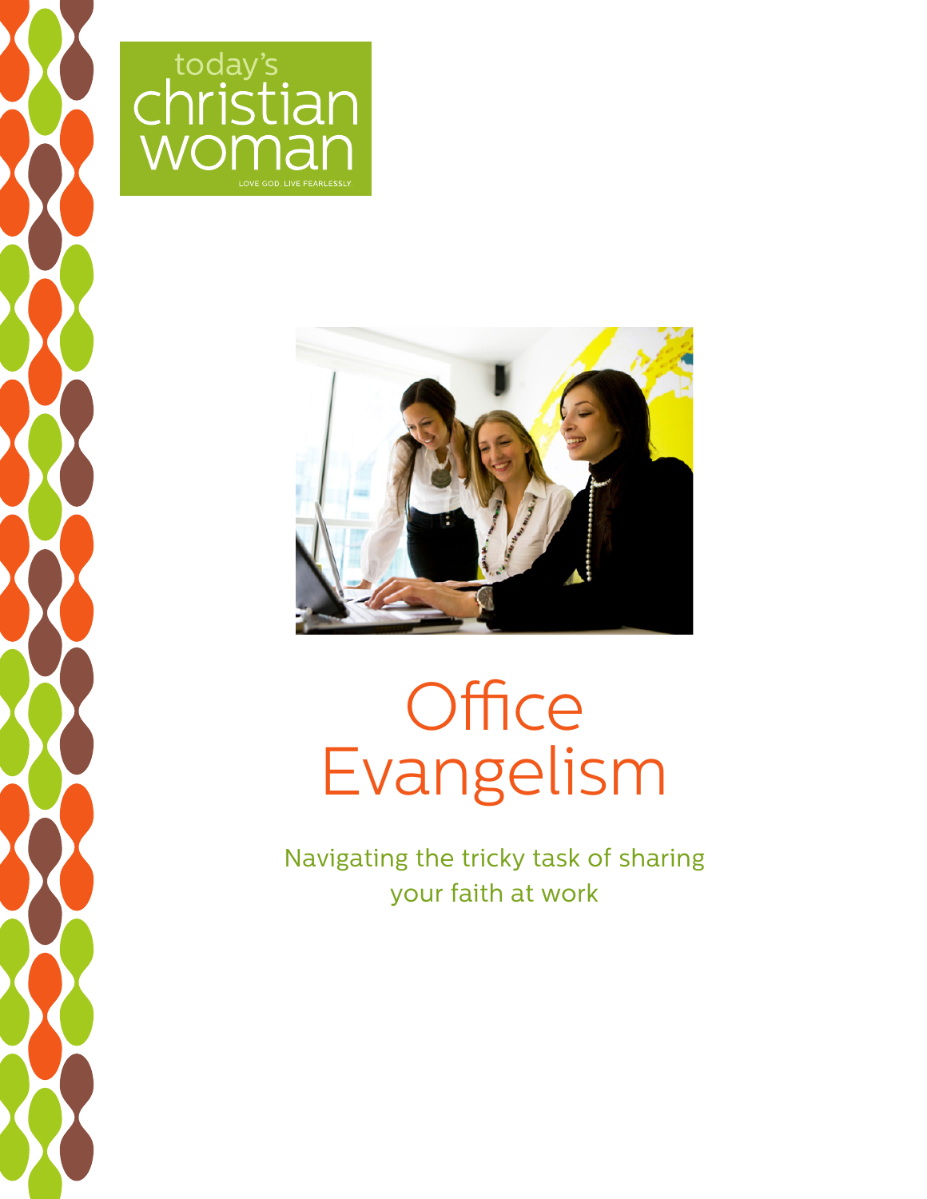today's christian woman

LOVE GOD. LIVE FEARLESSLY.

# Office Evangelism

Navigating the tricky task of sharing your faith at work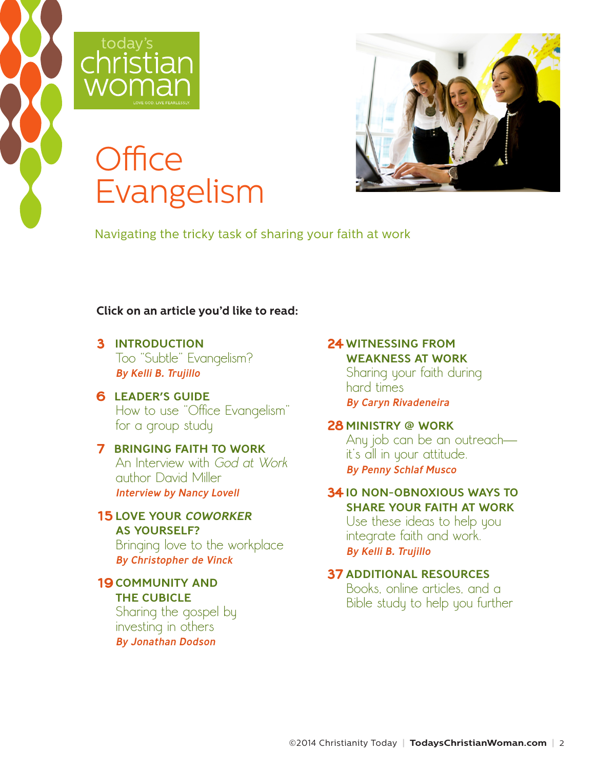today's christian woman

LOVE GOD. LIVE FEARLESSLY

# Office Evangelism

Navigating the tricky task of sharing your faith at work

**Click on an article you'd like to read:**

**3 INTRODUCTION**
Too "Subtle" Evangelism?
*By Kelli B. Trujillo*

**6 LEADER'S GUIDE**
How to use "Office Evangelism" for a group study

**7 BRINGING FAITH TO WORK**
An Interview with *God at Work* author David Miller
*Interview by Nancy Lovell*

**15 LOVE YOUR *COWORKER* AS YOURSELF?**
Bringing love to the workplace
*By Christopher de Vinck*

**19 COMMUNITY AND THE CUBICLE**
Sharing the gospel by investing in others
*By Jonathan Dodson*

**24 WITNESSING FROM WEAKNESS AT WORK**
Sharing your faith during hard times
*By Caryn Rivadeneira*

**28 MINISTRY @ WORK**
Any job can be an outreach—it's all in your attitude.
*By Penny Schlaf Musco*

**34 10 NON-OBNOXIOUS WAYS TO SHARE YOUR FAITH AT WORK**
Use these ideas to help you integrate faith and work.
*By Kelli B. Trujillo*

**37 ADDITIONAL RESOURCES**
Books, online articles, and a Bible study to help you further

©2014 Christianity Today | **TodaysChristianWoman.com**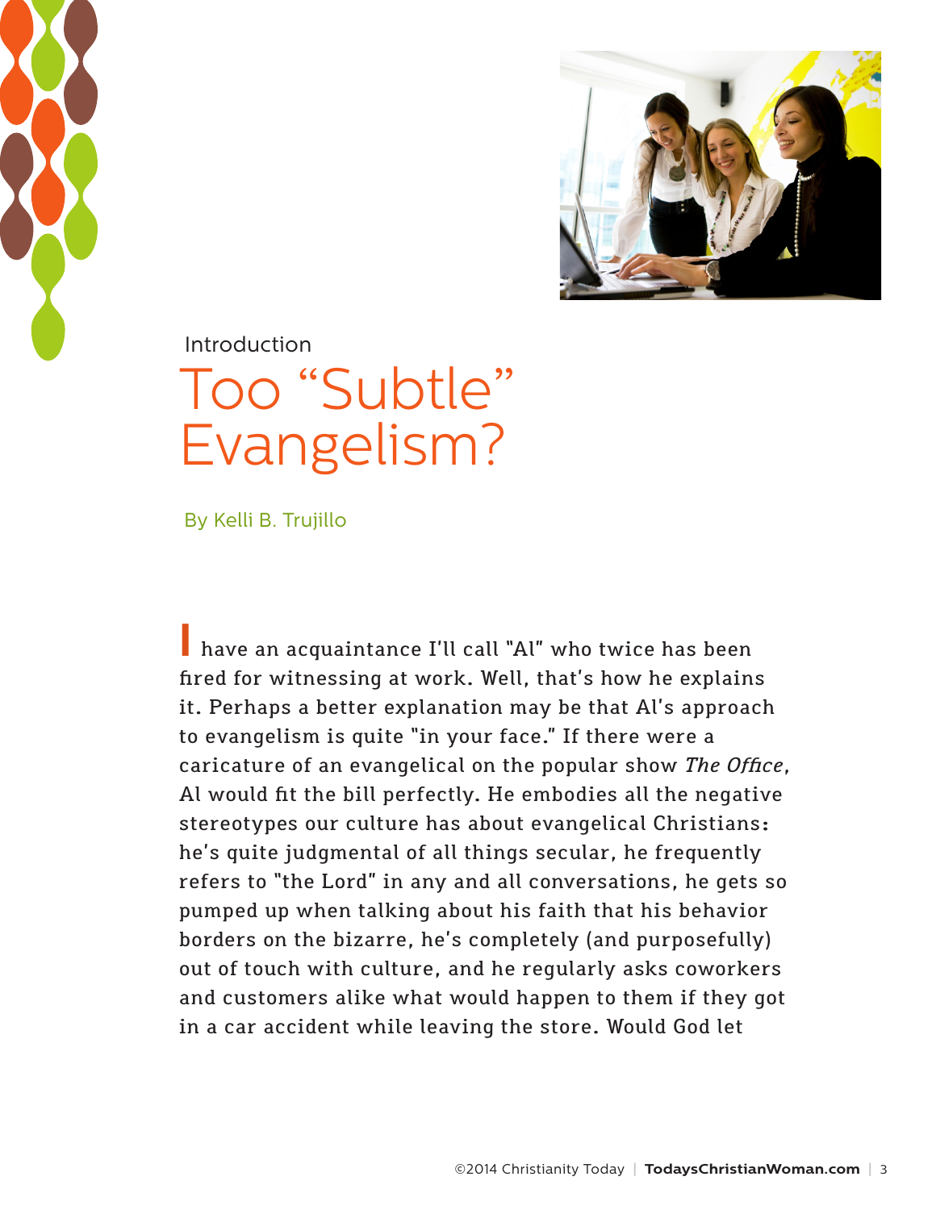Introduction

# Too "Subtle" Evangelism?

By Kelli B. Trujillo

I have an acquaintance I'll call "Al" who twice has been fired for witnessing at work. Well, that's how he explains it. Perhaps a better explanation may be that Al's approach to evangelism is quite "in your face." If there were a caricature of an evangelical on the popular show *The Office*, Al would fit the bill perfectly. He embodies all the negative stereotypes our culture has about evangelical Christians: he's quite judgmental of all things secular, he frequently refers to "the Lord" in any and all conversations, he gets so pumped up when talking about his faith that his behavior borders on the bizarre, he's completely (and purposefully) out of touch with culture, and he regularly asks coworkers and customers alike what would happen to them if they got in a car accident while leaving the store. Would God let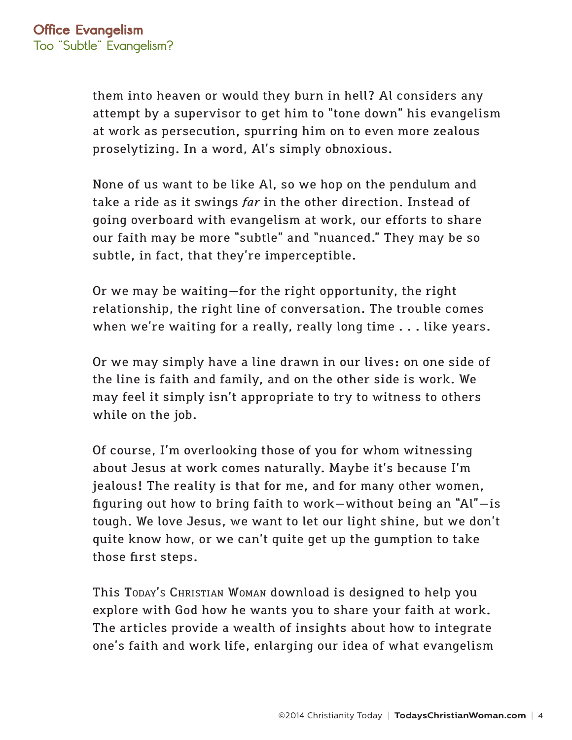them into heaven or would they burn in hell? Al considers any attempt by a supervisor to get him to "tone down" his evangelism at work as persecution, spurring him on to even more zealous proselytizing. In a word, Al's simply obnoxious.

None of us want to be like Al, so we hop on the pendulum and take a ride as it swings *far* in the other direction. Instead of going overboard with evangelism at work, our efforts to share our faith may be more "subtle" and "nuanced." They may be so subtle, in fact, that they're imperceptible.

Or we may be waiting—for the right opportunity, the right relationship, the right line of conversation. The trouble comes when we're waiting for a really, really long time . . . like years.

Or we may simply have a line drawn in our lives: on one side of the line is faith and family, and on the other side is work. We may feel it simply isn't appropriate to try to witness to others while on the job.

Of course, I'm overlooking those of you for whom witnessing about Jesus at work comes naturally. Maybe it's because I'm jealous! The reality is that for me, and for many other women, figuring out how to bring faith to work—without being an "Al"—is tough. We love Jesus, we want to let our light shine, but we don't quite know how, or we can't quite get up the gumption to take those first steps.

This Today's Christian Woman download is designed to help you explore with God how he wants you to share your faith at work. The articles provide a wealth of insights about how to integrate one's faith and work life, enlarging our idea of what evangelism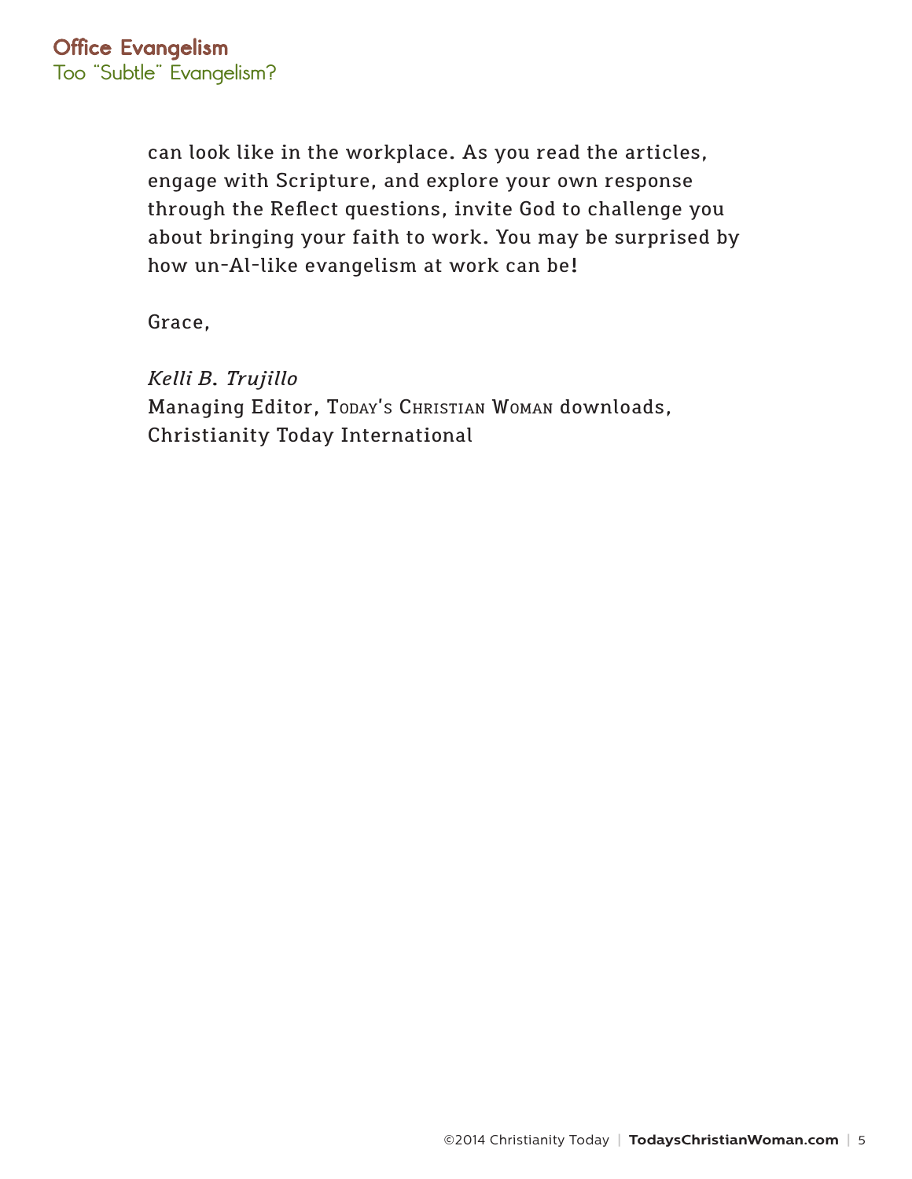can look like in the workplace. As you read the articles, engage with Scripture, and explore your own response through the Reflect questions, invite God to challenge you about bringing your faith to work. You may be surprised by how un-Al-like evangelism at work can be!

Grace,

*Kelli B. Trujillo*
Managing Editor, Today's Christian Woman downloads,
Christianity Today International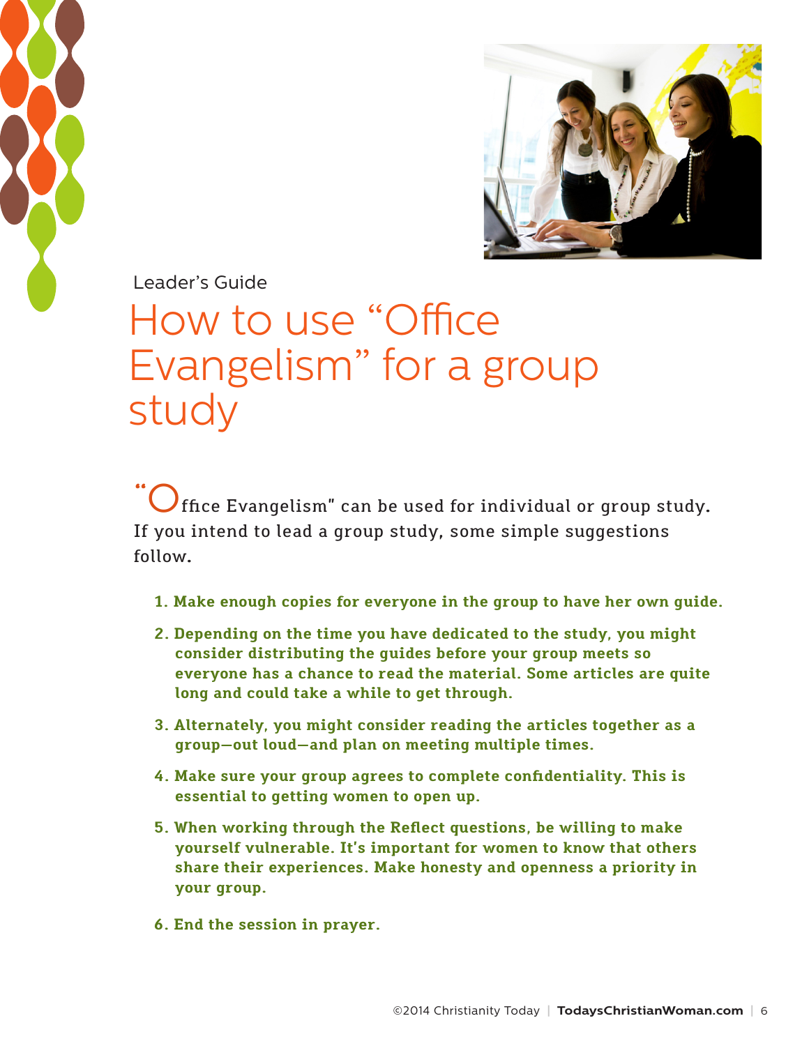Leader's Guide

# How to use "Office Evangelism" for a group study

"Office Evangelism" can be used for individual or group study. If you intend to lead a group study, some simple suggestions follow.

1. **Make enough copies for everyone in the group to have her own guide.**
2. **Depending on the time you have dedicated to the study, you might consider distributing the guides before your group meets so everyone has a chance to read the material. Some articles are quite long and could take a while to get through.**
3. **Alternately, you might consider reading the articles together as a group—out loud—and plan on meeting multiple times.**
4. **Make sure your group agrees to complete confidentiality. This is essential to getting women to open up.**
5. **When working through the Reflect questions, be willing to make yourself vulnerable. It's important for women to know that others share their experiences. Make honesty and openness a priority in your group.**
6. **End the session in prayer.**

©2014 Christianity Today | **TodaysChristianWoman.com**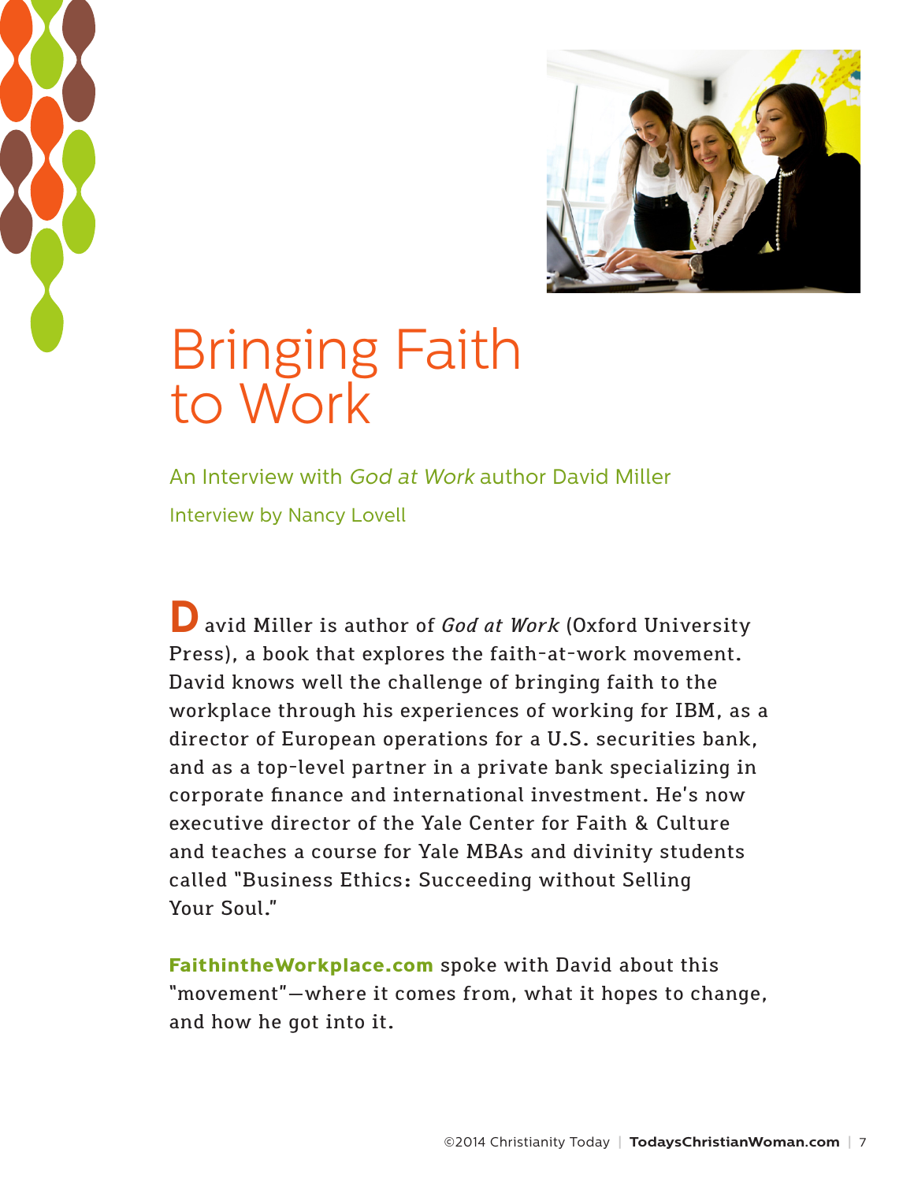# Bringing Faith to Work

An Interview with *God at Work* author David Miller

Interview by Nancy Lovell

David Miller is author of *God at Work* (Oxford University Press), a book that explores the faith-at-work movement. David knows well the challenge of bringing faith to the workplace through his experiences of working for IBM, as a director of European operations for a U.S. securities bank, and as a top-level partner in a private bank specializing in corporate finance and international investment. He's now executive director of the Yale Center for Faith & Culture and teaches a course for Yale MBAs and divinity students called "Business Ethics: Succeeding without Selling Your Soul."

**FaithintheWorkplace.com** spoke with David about this "movement"—where it comes from, what it hopes to change, and how he got into it.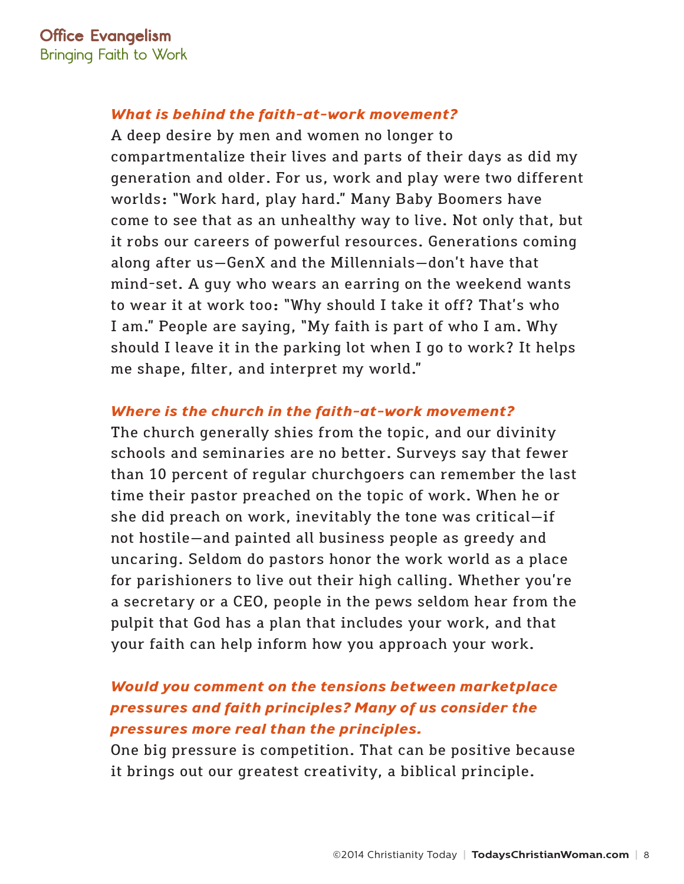***What is behind the faith-at-work movement?***

A deep desire by men and women no longer to compartmentalize their lives and parts of their days as did my generation and older. For us, work and play were two different worlds: "Work hard, play hard." Many Baby Boomers have come to see that as an unhealthy way to live. Not only that, but it robs our careers of powerful resources. Generations coming along after us—GenX and the Millennials—don't have that mind-set. A guy who wears an earring on the weekend wants to wear it at work too: "Why should I take it off? That's who I am." People are saying, "My faith is part of who I am. Why should I leave it in the parking lot when I go to work? It helps me shape, filter, and interpret my world."

***Where is the church in the faith-at-work movement?***

The church generally shies from the topic, and our divinity schools and seminaries are no better. Surveys say that fewer than 10 percent of regular churchgoers can remember the last time their pastor preached on the topic of work. When he or she did preach on work, inevitably the tone was critical—if not hostile—and painted all business people as greedy and uncaring. Seldom do pastors honor the work world as a place for parishioners to live out their high calling. Whether you're a secretary or a CEO, people in the pews seldom hear from the pulpit that God has a plan that includes your work, and that your faith can help inform how you approach your work.

***Would you comment on the tensions between marketplace pressures and faith principles? Many of us consider the pressures more real than the principles.***

One big pressure is competition. That can be positive because it brings out our greatest creativity, a biblical principle.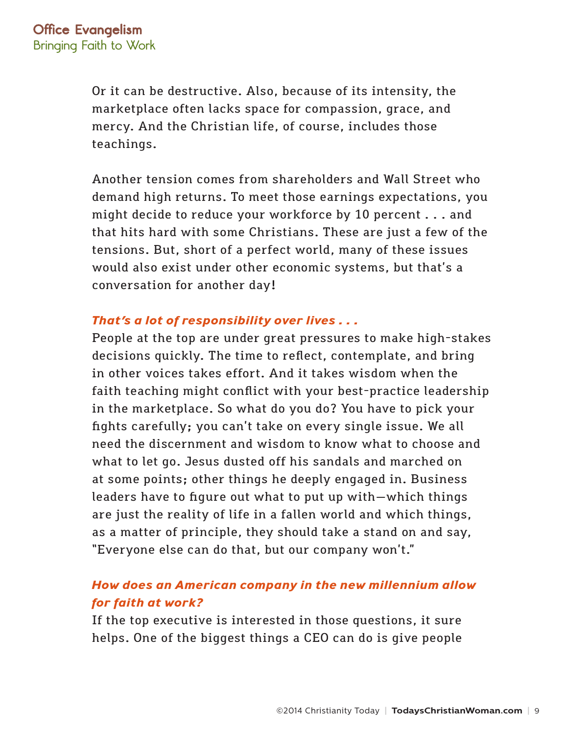Or it can be destructive. Also, because of its intensity, the marketplace often lacks space for compassion, grace, and mercy. And the Christian life, of course, includes those teachings.

Another tension comes from shareholders and Wall Street who demand high returns. To meet those earnings expectations, you might decide to reduce your workforce by 10 percent . . . and that hits hard with some Christians. These are just a few of the tensions. But, short of a perfect world, many of these issues would also exist under other economic systems, but that's a conversation for another day!

***That's a lot of responsibility over lives . . .***

People at the top are under great pressures to make high-stakes decisions quickly. The time to reflect, contemplate, and bring in other voices takes effort. And it takes wisdom when the faith teaching might conflict with your best-practice leadership in the marketplace. So what do you do? You have to pick your fights carefully; you can't take on every single issue. We all need the discernment and wisdom to know what to choose and what to let go. Jesus dusted off his sandals and marched on at some points; other things he deeply engaged in. Business leaders have to figure out what to put up with—which things are just the reality of life in a fallen world and which things, as a matter of principle, they should take a stand on and say, "Everyone else can do that, but our company won't."

***How does an American company in the new millennium allow for faith at work?***

If the top executive is interested in those questions, it sure helps. One of the biggest things a CEO can do is give people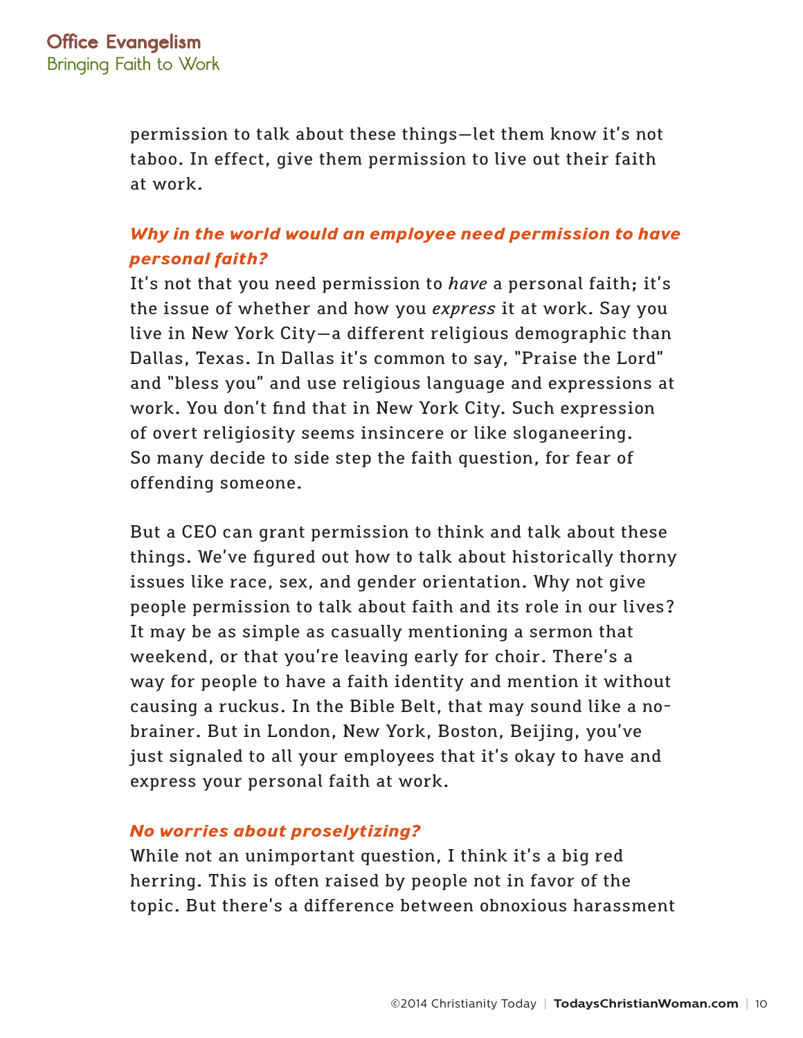permission to talk about these things—let them know it's not taboo. In effect, give them permission to live out their faith at work.

***Why in the world would an employee need permission to have personal faith?***

It's not that you need permission to *have* a personal faith; it's the issue of whether and how you *express* it at work. Say you live in New York City—a different religious demographic than Dallas, Texas. In Dallas it's common to say, "Praise the Lord" and "bless you" and use religious language and expressions at work. You don't find that in New York City. Such expression of overt religiosity seems insincere or like sloganeering. So many decide to side step the faith question, for fear of offending someone.

But a CEO can grant permission to think and talk about these things. We've figured out how to talk about historically thorny issues like race, sex, and gender orientation. Why not give people permission to talk about faith and its role in our lives? It may be as simple as casually mentioning a sermon that weekend, or that you're leaving early for choir. There's a way for people to have a faith identity and mention it without causing a ruckus. In the Bible Belt, that may sound like a no-brainer. But in London, New York, Boston, Beijing, you've just signaled to all your employees that it's okay to have and express your personal faith at work.

***No worries about proselytizing?***

While not an unimportant question, I think it's a big red herring. This is often raised by people not in favor of the topic. But there's a difference between obnoxious harassment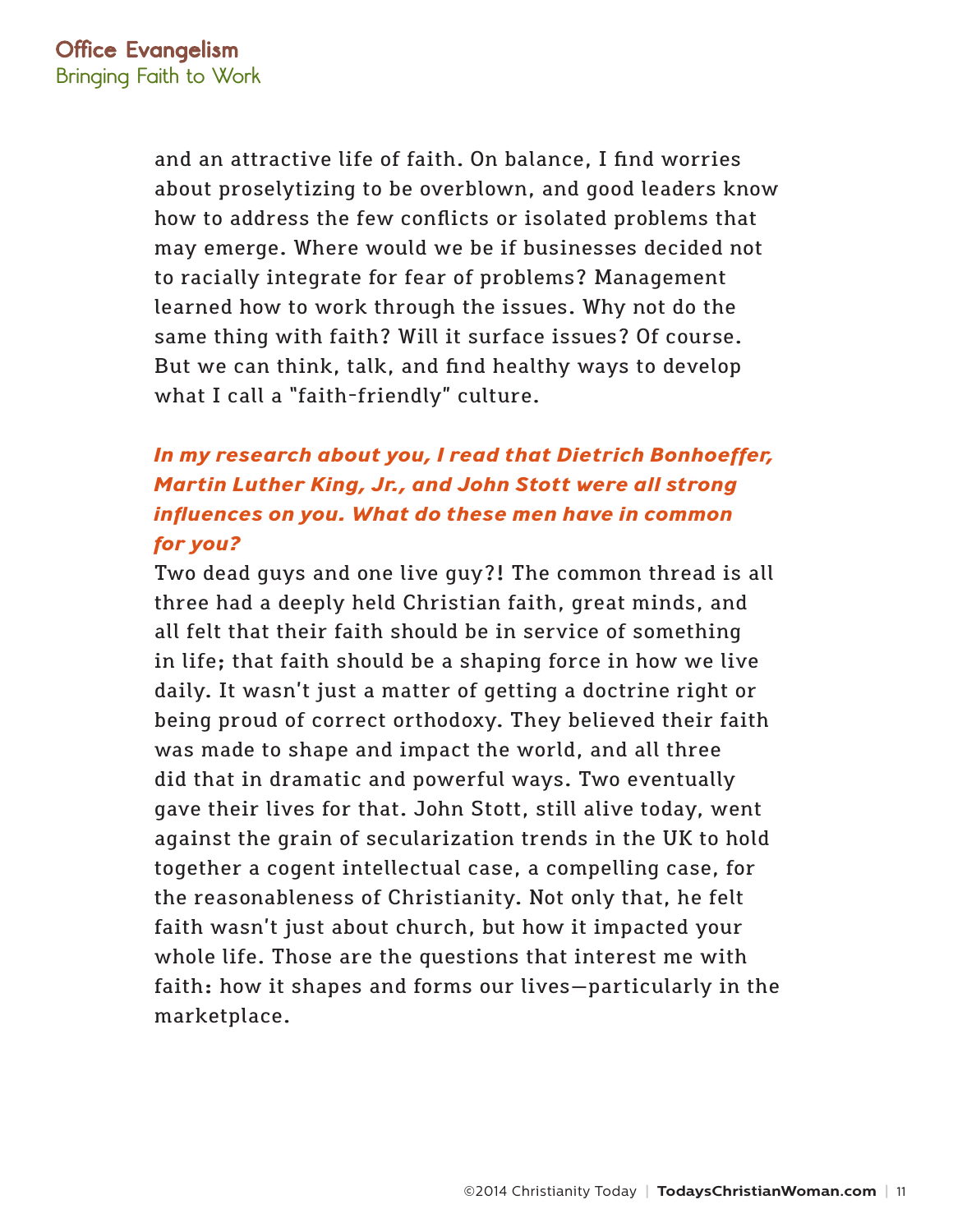and an attractive life of faith. On balance, I find worries about proselytizing to be overblown, and good leaders know how to address the few conflicts or isolated problems that may emerge. Where would we be if businesses decided not to racially integrate for fear of problems? Management learned how to work through the issues. Why not do the same thing with faith? Will it surface issues? Of course. But we can think, talk, and find healthy ways to develop what I call a "faith-friendly" culture.

***In my research about you, I read that Dietrich Bonhoeffer, Martin Luther King, Jr., and John Stott were all strong influences on you. What do these men have in common for you?***

Two dead guys and one live guy?! The common thread is all three had a deeply held Christian faith, great minds, and all felt that their faith should be in service of something in life; that faith should be a shaping force in how we live daily. It wasn't just a matter of getting a doctrine right or being proud of correct orthodoxy. They believed their faith was made to shape and impact the world, and all three did that in dramatic and powerful ways. Two eventually gave their lives for that. John Stott, still alive today, went against the grain of secularization trends in the UK to hold together a cogent intellectual case, a compelling case, for the reasonableness of Christianity. Not only that, he felt faith wasn't just about church, but how it impacted your whole life. Those are the questions that interest me with faith: how it shapes and forms our lives—particularly in the marketplace.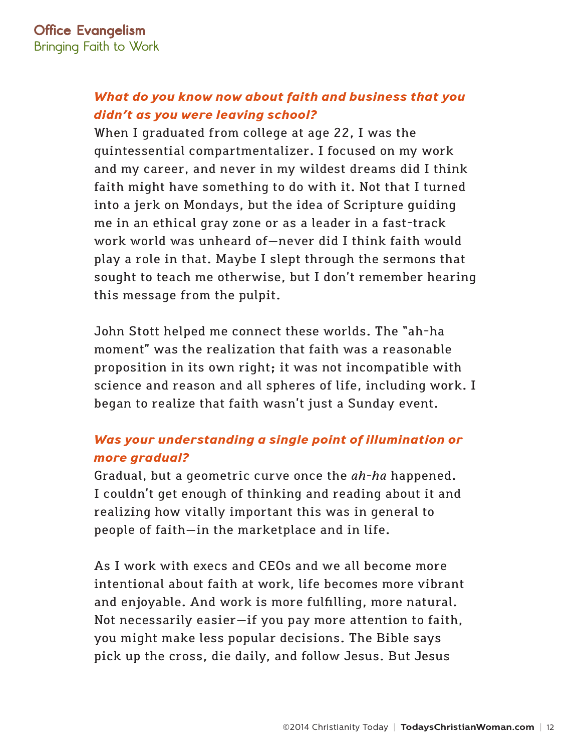***What do you know now about faith and business that you didn't as you were leaving school?***

When I graduated from college at age 22, I was the quintessential compartmentalizer. I focused on my work and my career, and never in my wildest dreams did I think faith might have something to do with it. Not that I turned into a jerk on Mondays, but the idea of Scripture guiding me in an ethical gray zone or as a leader in a fast-track work world was unheard of—never did I think faith would play a role in that. Maybe I slept through the sermons that sought to teach me otherwise, but I don't remember hearing this message from the pulpit.

John Stott helped me connect these worlds. The "ah-ha moment" was the realization that faith was a reasonable proposition in its own right; it was not incompatible with science and reason and all spheres of life, including work. I began to realize that faith wasn't just a Sunday event.

***Was your understanding a single point of illumination or more gradual?***

Gradual, but a geometric curve once the *ah-ha* happened. I couldn't get enough of thinking and reading about it and realizing how vitally important this was in general to people of faith—in the marketplace and in life.

As I work with execs and CEOs and we all become more intentional about faith at work, life becomes more vibrant and enjoyable. And work is more fulfilling, more natural. Not necessarily easier—if you pay more attention to faith, you might make less popular decisions. The Bible says pick up the cross, die daily, and follow Jesus. But Jesus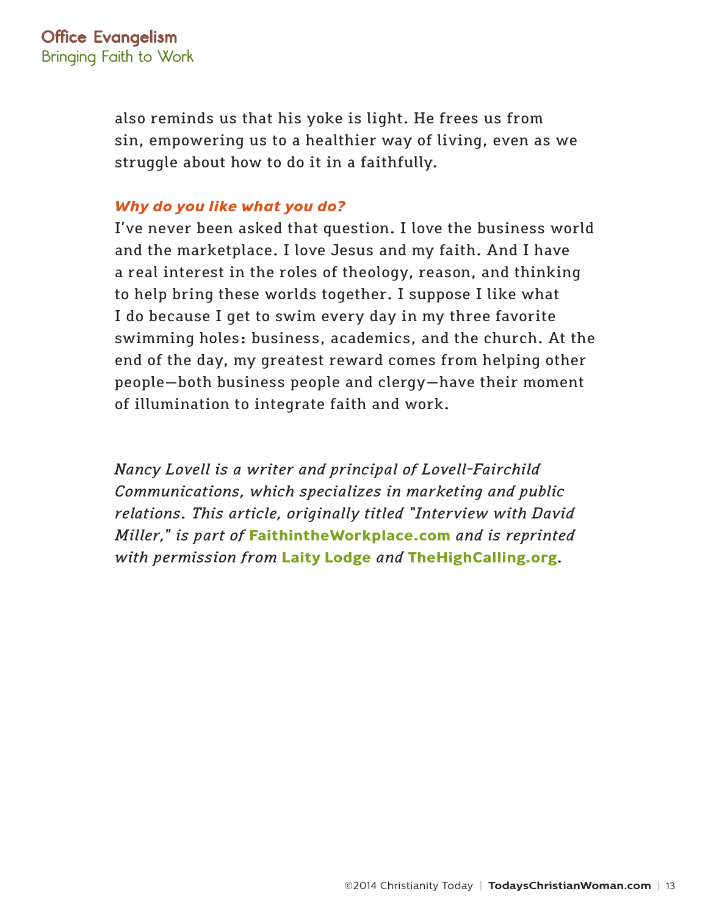also reminds us that his yoke is light. He frees us from sin, empowering us to a healthier way of living, even as we struggle about how to do it in a faithfully.

***Why do you like what you do?***

I've never been asked that question. I love the business world and the marketplace. I love Jesus and my faith. And I have a real interest in the roles of theology, reason, and thinking to help bring these worlds together. I suppose I like what I do because I get to swim every day in my three favorite swimming holes: business, academics, and the church. At the end of the day, my greatest reward comes from helping other people—both business people and clergy—have their moment of illumination to integrate faith and work.

*Nancy Lovell is a writer and principal of Lovell-Fairchild Communications, which specializes in marketing and public relations. This article, originally titled "Interview with David Miller," is part of* **FaithintheWorkplace.com** *and is reprinted with permission from* **Laity Lodge** *and* **TheHighCalling.org**.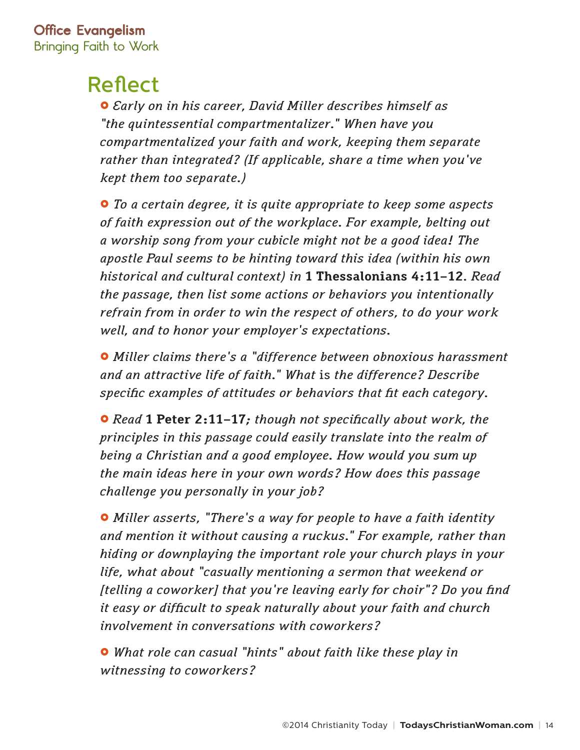# Reflect

- *Early on in his career, David Miller describes himself as "the quintessential compartmentalizer." When have you compartmentalized your faith and work, keeping them separate rather than integrated? (If applicable, share a time when you've kept them too separate.)*

- *To a certain degree, it is quite appropriate to keep some aspects of faith expression out of the workplace. For example, belting out a worship song from your cubicle might not be a good idea! The apostle Paul seems to be hinting toward this idea (within his own historical and cultural context) in* **1 Thessalonians 4:11–12**. *Read the passage, then list some actions or behaviors you intentionally refrain from in order to win the respect of others, to do your work well, and to honor your employer's expectations.*

- *Miller claims there's a "difference between obnoxious harassment and an attractive life of faith." What* is *the difference? Describe specific examples of attitudes or behaviors that fit each category.*

- *Read* **1 Peter 2:11–17**; *though not specifically about work, the principles in this passage could easily translate into the realm of being a Christian and a good employee. How would you sum up the main ideas here in your own words? How does this passage challenge you personally in your job?*

- *Miller asserts, "There's a way for people to have a faith identity and mention it without causing a ruckus." For example, rather than hiding or downplaying the important role your church plays in your life, what about "casually mentioning a sermon that weekend or [telling a coworker] that you're leaving early for choir"? Do you find it easy or difficult to speak naturally about your faith and church involvement in conversations with coworkers?*

- *What role can casual "hints" about faith like these play in witnessing to coworkers?*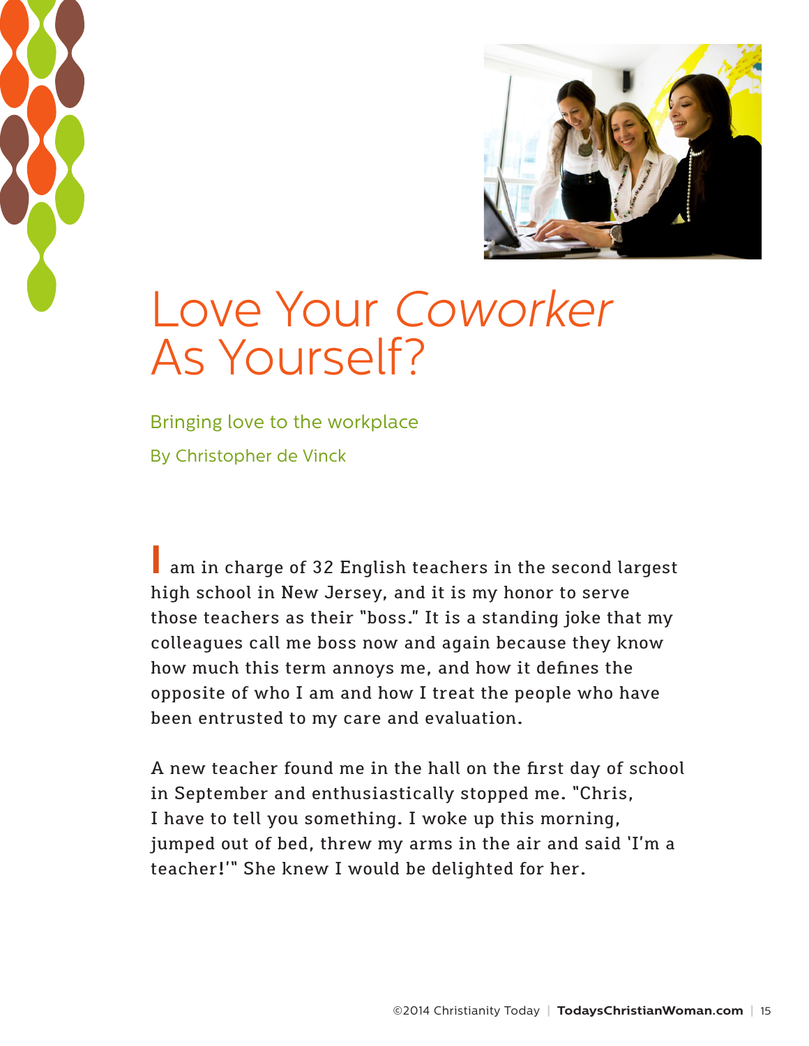# Love Your *Coworker* As Yourself?

Bringing love to the workplace

By Christopher de Vinck

I am in charge of 32 English teachers in the second largest high school in New Jersey, and it is my honor to serve those teachers as their "boss." It is a standing joke that my colleagues call me boss now and again because they know how much this term annoys me, and how it defines the opposite of who I am and how I treat the people who have been entrusted to my care and evaluation.

A new teacher found me in the hall on the first day of school in September and enthusiastically stopped me. "Chris, I have to tell you something. I woke up this morning, jumped out of bed, threw my arms in the air and said 'I'm a teacher!'" She knew I would be delighted for her.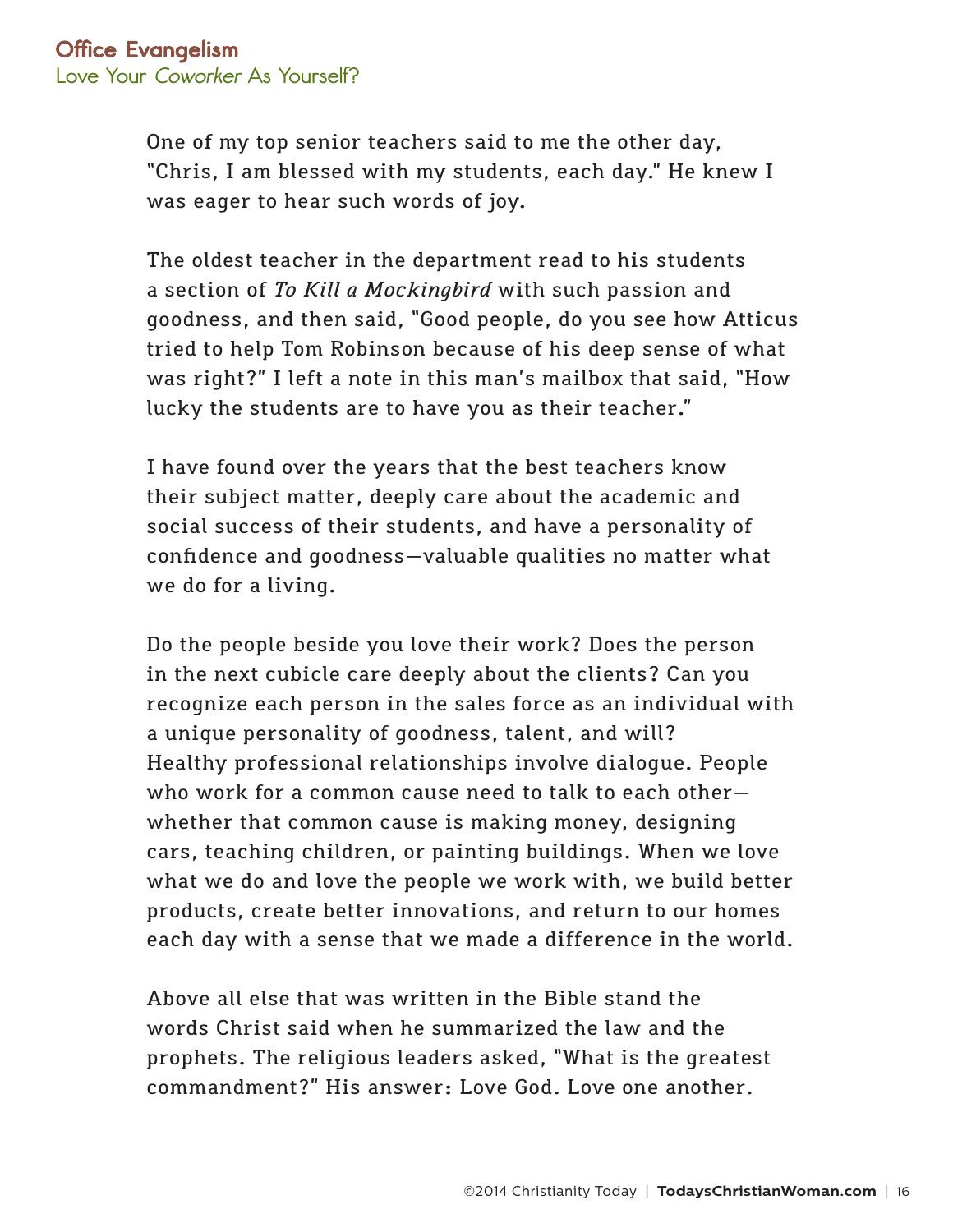One of my top senior teachers said to me the other day, "Chris, I am blessed with my students, each day." He knew I was eager to hear such words of joy.

The oldest teacher in the department read to his students a section of *To Kill a Mockingbird* with such passion and goodness, and then said, "Good people, do you see how Atticus tried to help Tom Robinson because of his deep sense of what was right?" I left a note in this man's mailbox that said, "How lucky the students are to have you as their teacher."

I have found over the years that the best teachers know their subject matter, deeply care about the academic and social success of their students, and have a personality of confidence and goodness—valuable qualities no matter what we do for a living.

Do the people beside you love their work? Does the person in the next cubicle care deeply about the clients? Can you recognize each person in the sales force as an individual with a unique personality of goodness, talent, and will? Healthy professional relationships involve dialogue. People who work for a common cause need to talk to each other—whether that common cause is making money, designing cars, teaching children, or painting buildings. When we love what we do and love the people we work with, we build better products, create better innovations, and return to our homes each day with a sense that we made a difference in the world.

Above all else that was written in the Bible stand the words Christ said when he summarized the law and the prophets. The religious leaders asked, "What is the greatest commandment?" His answer: Love God. Love one another.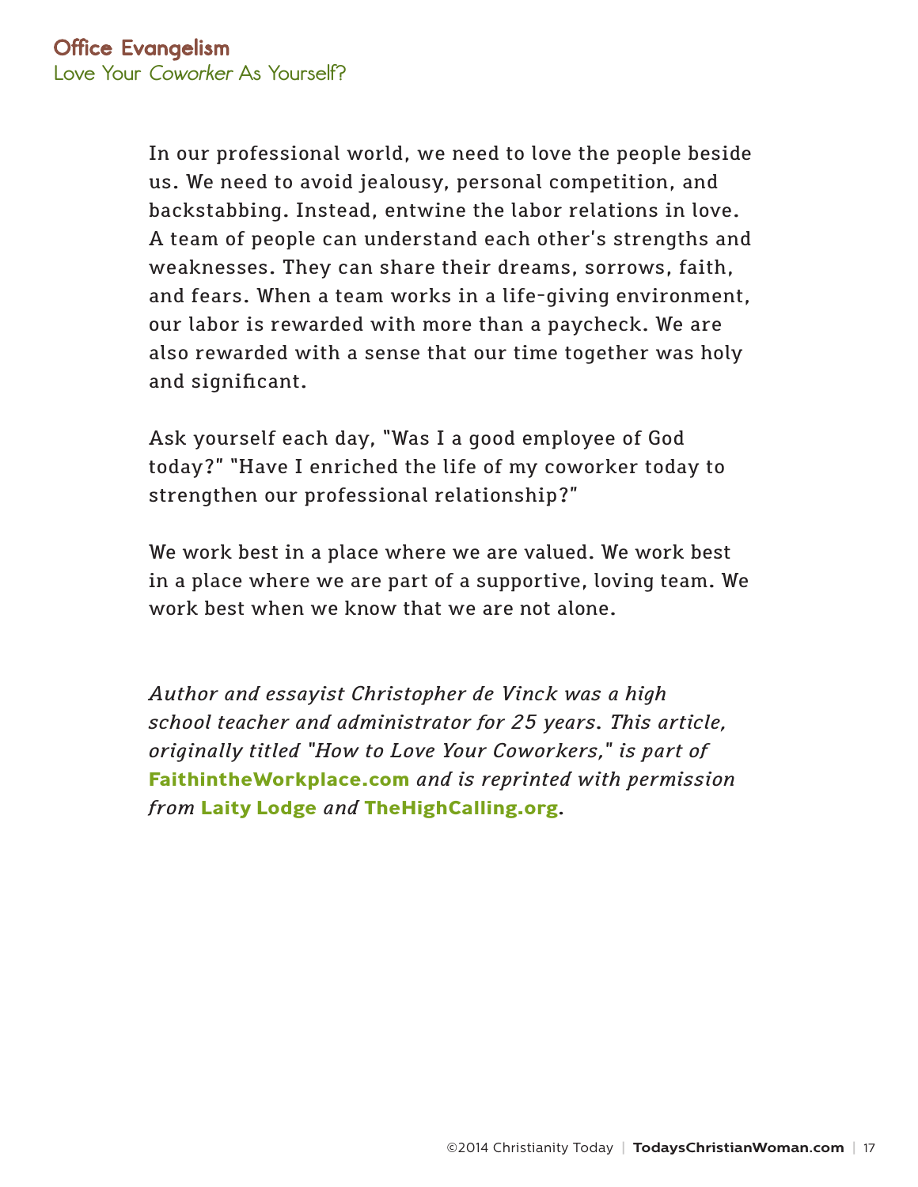In our professional world, we need to love the people beside us. We need to avoid jealousy, personal competition, and backstabbing. Instead, entwine the labor relations in love. A team of people can understand each other's strengths and weaknesses. They can share their dreams, sorrows, faith, and fears. When a team works in a life-giving environment, our labor is rewarded with more than a paycheck. We are also rewarded with a sense that our time together was holy and significant.

Ask yourself each day, "Was I a good employee of God today?" "Have I enriched the life of my coworker today to strengthen our professional relationship?"

We work best in a place where we are valued. We work best in a place where we are part of a supportive, loving team. We work best when we know that we are not alone.

*Author and essayist Christopher de Vinck was a high school teacher and administrator for 25 years. This article, originally titled "How to Love Your Coworkers," is part of* **FaithintheWorkplace.com** *and is reprinted with permission from* **Laity Lodge** *and* **TheHighCalling.org**.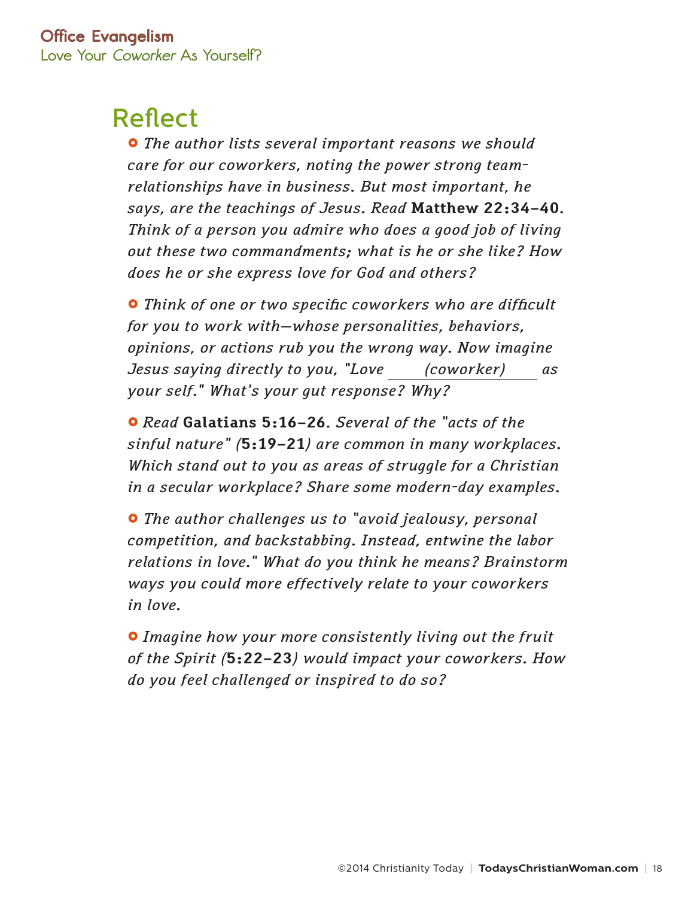# Reflect

- *The author lists several important reasons we should care for our coworkers, noting the power strong team-relationships have in business. But most important, he says, are the teachings of Jesus. Read* **Matthew 22:34–40**. *Think of a person you admire who does a good job of living out these two commandments; what is he or she like? How does he or she express love for God and others?*

- *Think of one or two specific coworkers who are difficult for you to work with—whose personalities, behaviors, opinions, or actions rub you the wrong way. Now imagine Jesus saying directly to you, "Love \_\_\_\_(coworker)\_\_\_\_ as your self." What's your gut response? Why?*

- *Read* **Galatians 5:16–26**. *Several of the "acts of the sinful nature" (***5:19–21***) are common in many workplaces. Which stand out to you as areas of struggle for a Christian in a secular workplace? Share some modern-day examples.*

- *The author challenges us to "avoid jealousy, personal competition, and backstabbing. Instead, entwine the labor relations in love." What do you think he means? Brainstorm ways you could more effectively relate to your coworkers in love.*

- *Imagine how your more consistently living out the fruit of the Spirit (***5:22–23***) would impact your coworkers. How do you feel challenged or inspired to do so?*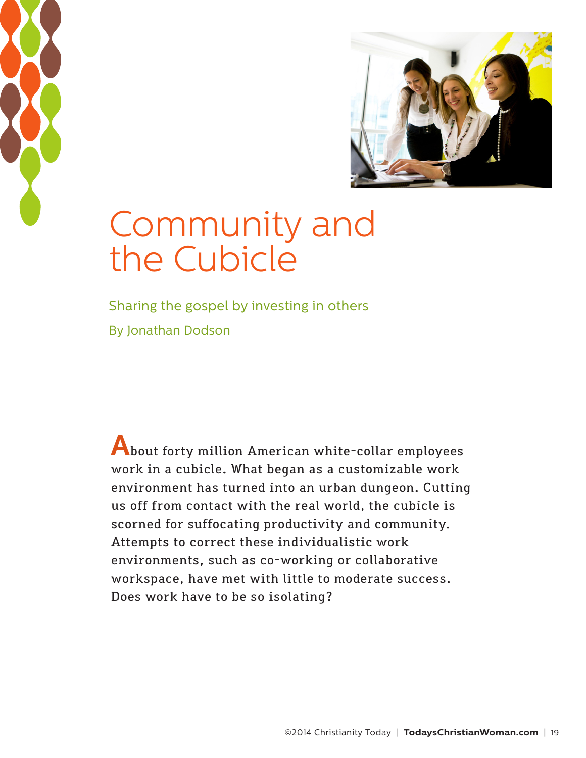# Community and the Cubicle

Sharing the gospel by investing in others

By Jonathan Dodson

About forty million American white-collar employees work in a cubicle. What began as a customizable work environment has turned into an urban dungeon. Cutting us off from contact with the real world, the cubicle is scorned for suffocating productivity and community. Attempts to correct these individualistic work environments, such as co-working or collaborative workspace, have met with little to moderate success. Does work have to be so isolating?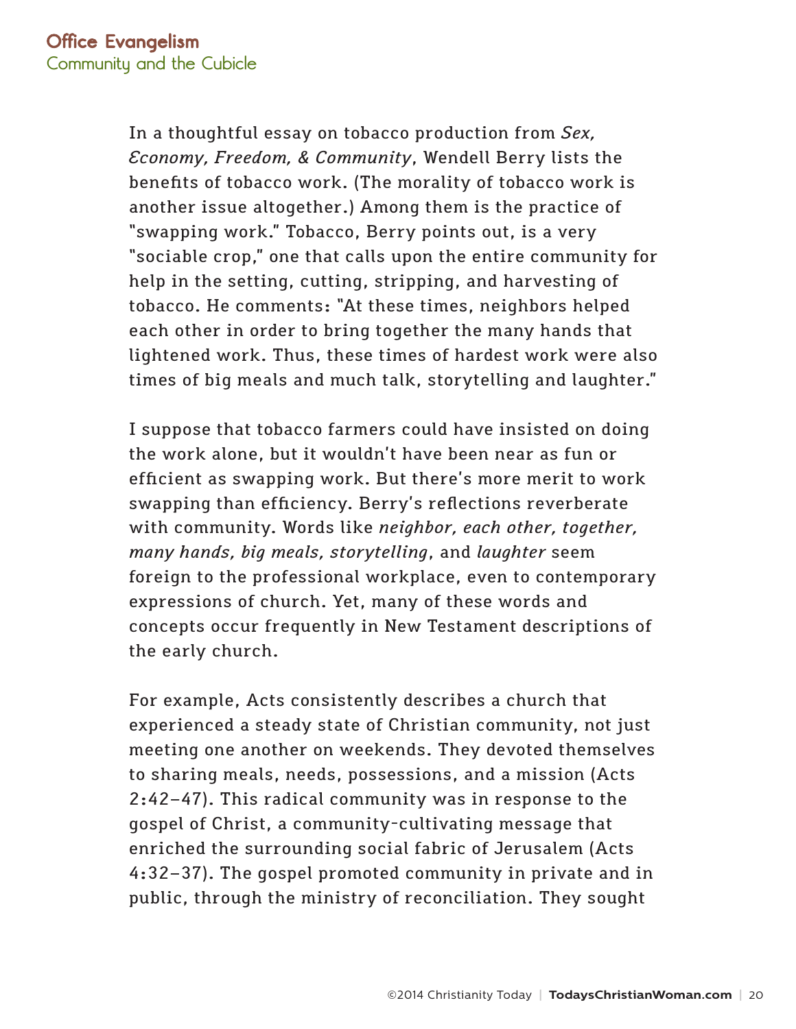In a thoughtful essay on tobacco production from *Sex, Economy, Freedom, & Community*, Wendell Berry lists the benefits of tobacco work. (The morality of tobacco work is another issue altogether.) Among them is the practice of "swapping work." Tobacco, Berry points out, is a very "sociable crop," one that calls upon the entire community for help in the setting, cutting, stripping, and harvesting of tobacco. He comments: "At these times, neighbors helped each other in order to bring together the many hands that lightened work. Thus, these times of hardest work were also times of big meals and much talk, storytelling and laughter."

I suppose that tobacco farmers could have insisted on doing the work alone, but it wouldn't have been near as fun or efficient as swapping work. But there's more merit to work swapping than efficiency. Berry's reflections reverberate with community. Words like *neighbor, each other, together, many hands, big meals, storytelling*, and *laughter* seem foreign to the professional workplace, even to contemporary expressions of church. Yet, many of these words and concepts occur frequently in New Testament descriptions of the early church.

For example, Acts consistently describes a church that experienced a steady state of Christian community, not just meeting one another on weekends. They devoted themselves to sharing meals, needs, possessions, and a mission (Acts 2:42–47). This radical community was in response to the gospel of Christ, a community-cultivating message that enriched the surrounding social fabric of Jerusalem (Acts 4:32–37). The gospel promoted community in private and in public, through the ministry of reconciliation. They sought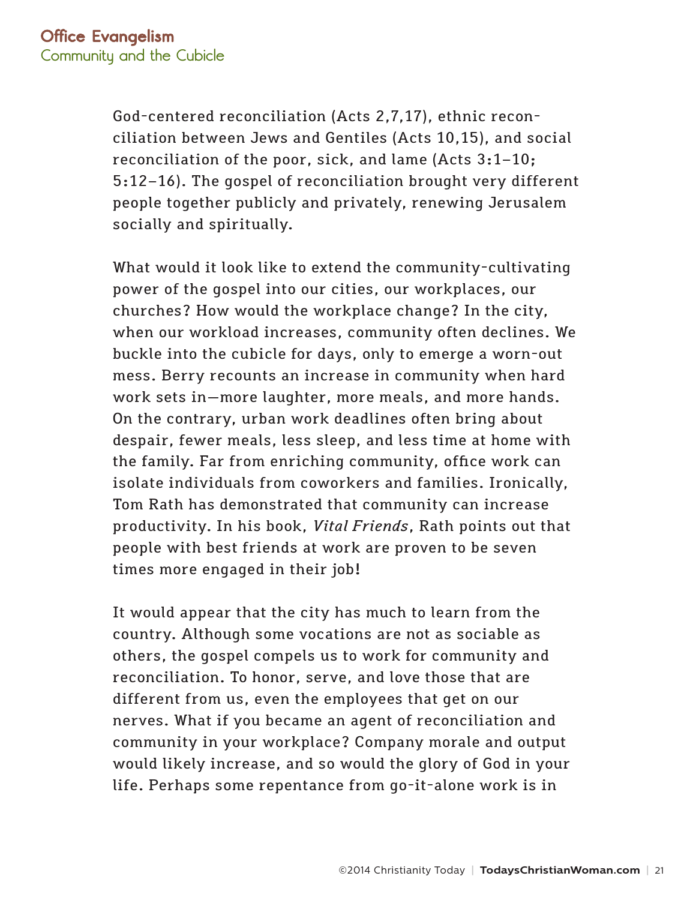God-centered reconciliation (Acts 2,7,17), ethnic reconciliation between Jews and Gentiles (Acts 10,15), and social reconciliation of the poor, sick, and lame (Acts 3:1–10; 5:12–16). The gospel of reconciliation brought very different people together publicly and privately, renewing Jerusalem socially and spiritually.

What would it look like to extend the community-cultivating power of the gospel into our cities, our workplaces, our churches? How would the workplace change? In the city, when our workload increases, community often declines. We buckle into the cubicle for days, only to emerge a worn-out mess. Berry recounts an increase in community when hard work sets in—more laughter, more meals, and more hands. On the contrary, urban work deadlines often bring about despair, fewer meals, less sleep, and less time at home with the family. Far from enriching community, office work can isolate individuals from coworkers and families. Ironically, Tom Rath has demonstrated that community can increase productivity. In his book, *Vital Friends*, Rath points out that people with best friends at work are proven to be seven times more engaged in their job!

It would appear that the city has much to learn from the country. Although some vocations are not as sociable as others, the gospel compels us to work for community and reconciliation. To honor, serve, and love those that are different from us, even the employees that get on our nerves. What if you became an agent of reconciliation and community in your workplace? Company morale and output would likely increase, and so would the glory of God in your life. Perhaps some repentance from go-it-alone work is in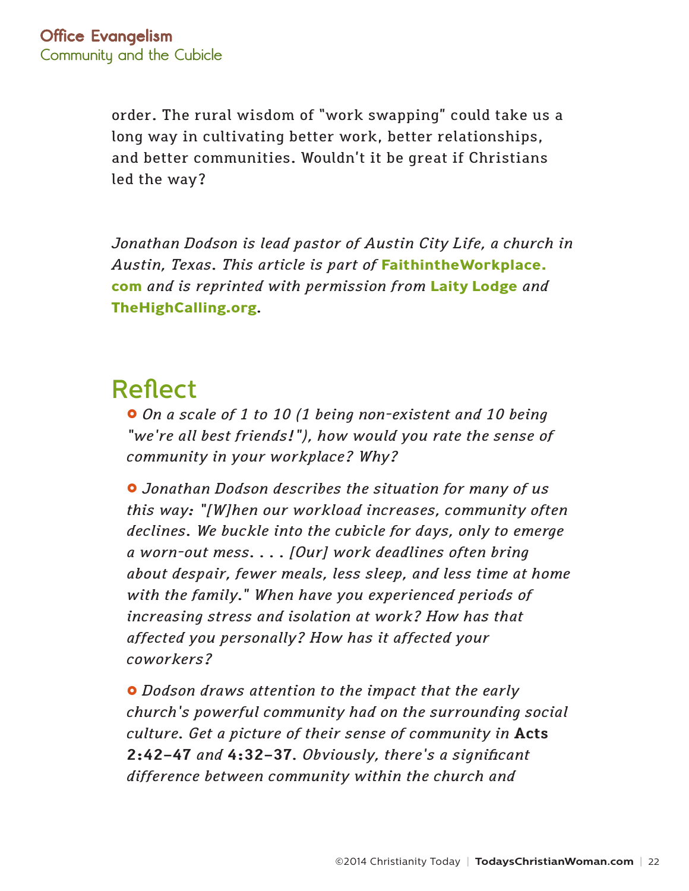order. The rural wisdom of "work swapping" could take us a long way in cultivating better work, better relationships, and better communities. Wouldn't it be great if Christians led the way?

*Jonathan Dodson is lead pastor of Austin City Life, a church in Austin, Texas. This article is part of* **FaithintheWorkplace.com** *and is reprinted with permission from* **Laity Lodge** *and* **TheHighCalling.org**.

## Reflect

- *On a scale of 1 to 10 (1 being non-existent and 10 being "we're all best friends!"), how would you rate the sense of community in your workplace? Why?*

- *Jonathan Dodson describes the situation for many of us this way: "[W]hen our workload increases, community often declines. We buckle into the cubicle for days, only to emerge a worn-out mess. . . . [Our] work deadlines often bring about despair, fewer meals, less sleep, and less time at home with the family." When have you experienced periods of increasing stress and isolation at work? How has that affected you personally? How has it affected your coworkers?*

- *Dodson draws attention to the impact that the early church's powerful community had on the surrounding social culture. Get a picture of their sense of community in* **Acts 2:42–47** *and* **4:32–37**. *Obviously, there's a significant difference between community within the church and*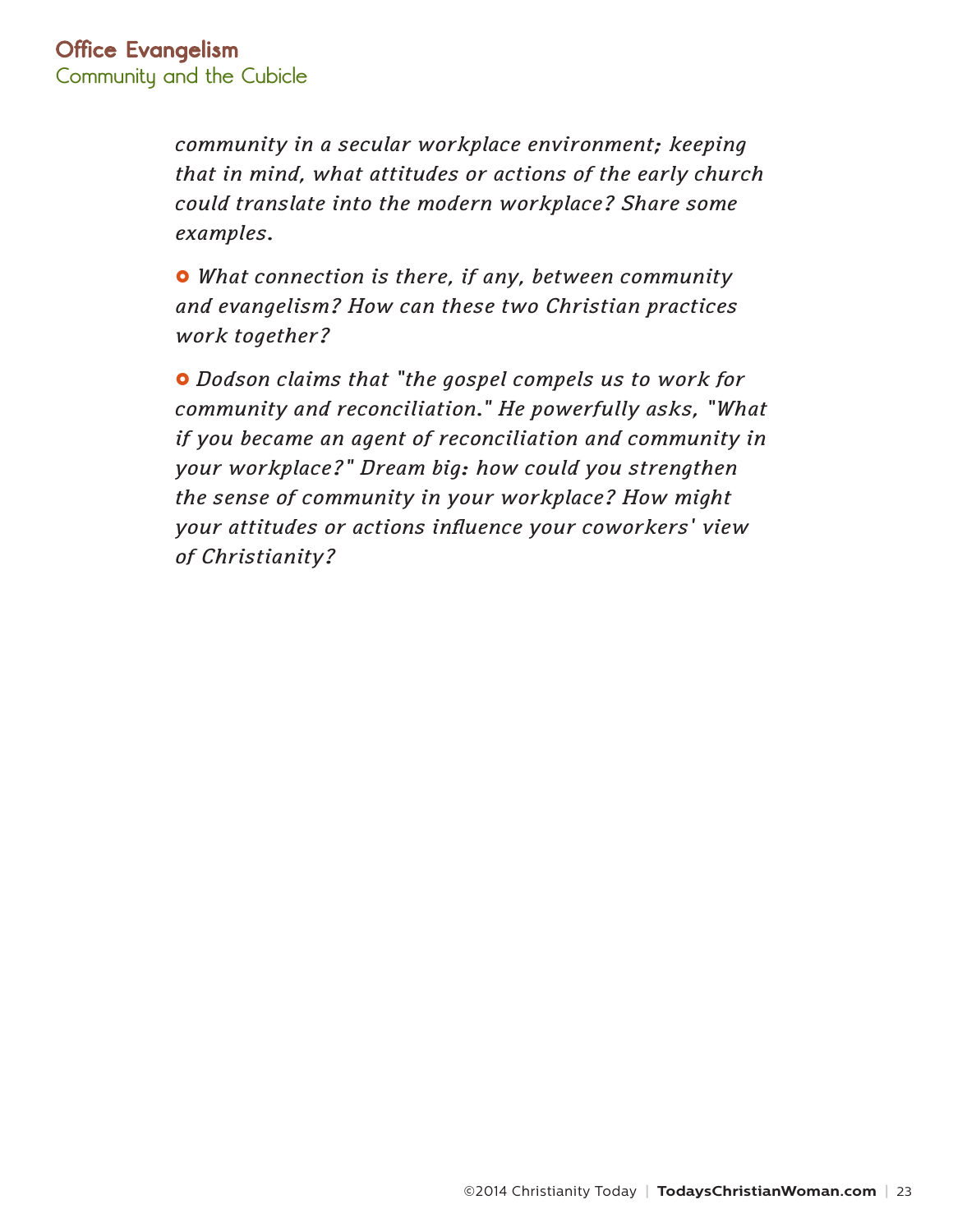*community in a secular workplace environment; keeping that in mind, what attitudes or actions of the early church could translate into the modern workplace? Share some examples.*

- *What connection is there, if any, between community and evangelism? How can these two Christian practices work together?*

- *Dodson claims that "the gospel compels us to work for community and reconciliation." He powerfully asks, "What if you became an agent of reconciliation and community in your workplace?" Dream big: how could you strengthen the sense of community in your workplace? How might your attitudes or actions influence your coworkers' view of Christianity?*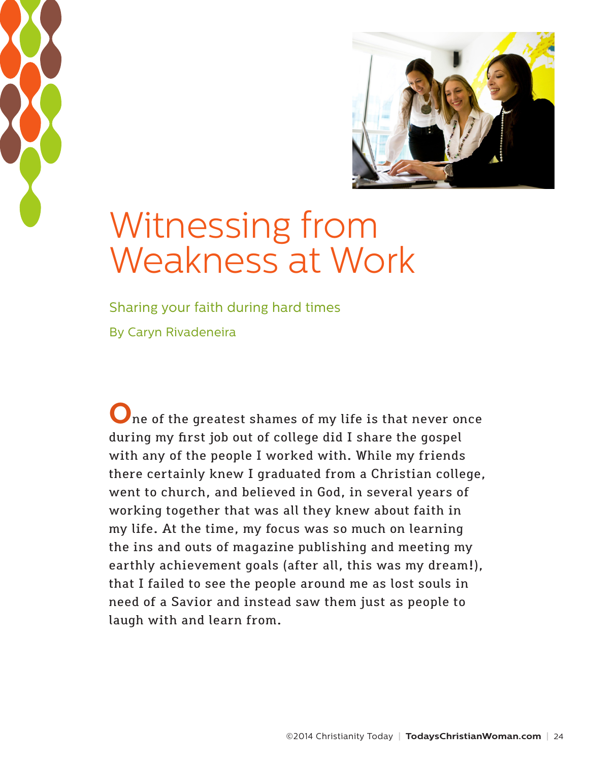# Witnessing from Weakness at Work

Sharing your faith during hard times

By Caryn Rivadeneira

One of the greatest shames of my life is that never once during my first job out of college did I share the gospel with any of the people I worked with. While my friends there certainly knew I graduated from a Christian college, went to church, and believed in God, in several years of working together that was all they knew about faith in my life. At the time, my focus was so much on learning the ins and outs of magazine publishing and meeting my earthly achievement goals (after all, this was my dream!), that I failed to see the people around me as lost souls in need of a Savior and instead saw them just as people to laugh with and learn from.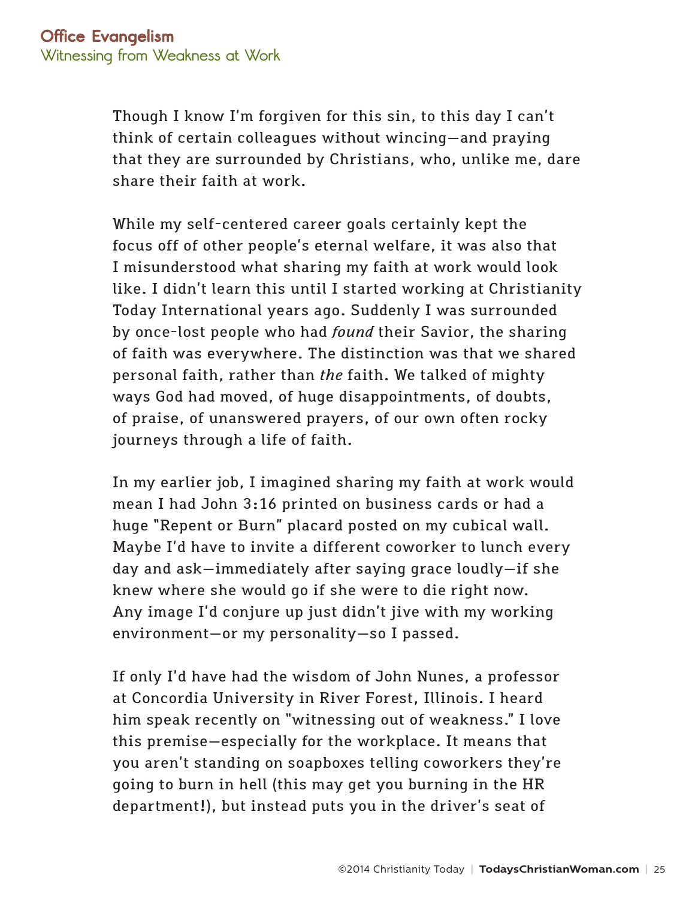Though I know I'm forgiven for this sin, to this day I can't think of certain colleagues without wincing—and praying that they are surrounded by Christians, who, unlike me, dare share their faith at work.

While my self-centered career goals certainly kept the focus off of other people's eternal welfare, it was also that I misunderstood what sharing my faith at work would look like. I didn't learn this until I started working at Christianity Today International years ago. Suddenly I was surrounded by once-lost people who had *found* their Savior, the sharing of faith was everywhere. The distinction was that we shared personal faith, rather than *the* faith. We talked of mighty ways God had moved, of huge disappointments, of doubts, of praise, of unanswered prayers, of our own often rocky journeys through a life of faith.

In my earlier job, I imagined sharing my faith at work would mean I had John 3:16 printed on business cards or had a huge "Repent or Burn" placard posted on my cubical wall. Maybe I'd have to invite a different coworker to lunch every day and ask—immediately after saying grace loudly—if she knew where she would go if she were to die right now. Any image I'd conjure up just didn't jive with my working environment—or my personality—so I passed.

If only I'd have had the wisdom of John Nunes, a professor at Concordia University in River Forest, Illinois. I heard him speak recently on "witnessing out of weakness." I love this premise—especially for the workplace. It means that you aren't standing on soapboxes telling coworkers they're going to burn in hell (this may get you burning in the HR department!), but instead puts you in the driver's seat of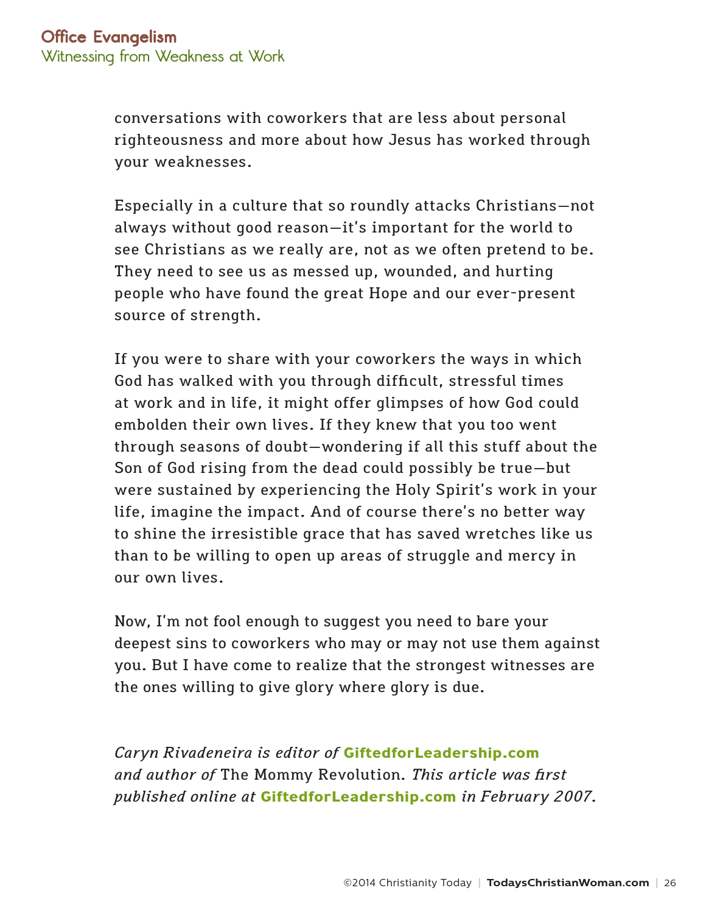conversations with coworkers that are less about personal righteousness and more about how Jesus has worked through your weaknesses.

Especially in a culture that so roundly attacks Christians—not always without good reason—it's important for the world to see Christians as we really are, not as we often pretend to be. They need to see us as messed up, wounded, and hurting people who have found the great Hope and our ever-present source of strength.

If you were to share with your coworkers the ways in which God has walked with you through difficult, stressful times at work and in life, it might offer glimpses of how God could embolden their own lives. If they knew that you too went through seasons of doubt—wondering if all this stuff about the Son of God rising from the dead could possibly be true—but were sustained by experiencing the Holy Spirit's work in your life, imagine the impact. And of course there's no better way to shine the irresistible grace that has saved wretches like us than to be willing to open up areas of struggle and mercy in our own lives.

Now, I'm not fool enough to suggest you need to bare your deepest sins to coworkers who may or may not use them against you. But I have come to realize that the strongest witnesses are the ones willing to give glory where glory is due.

*Caryn Rivadeneira is editor of* **GiftedforLeadership.com** *and author of* The Mommy Revolution. *This article was first published online at* **GiftedforLeadership.com** *in February 2007.*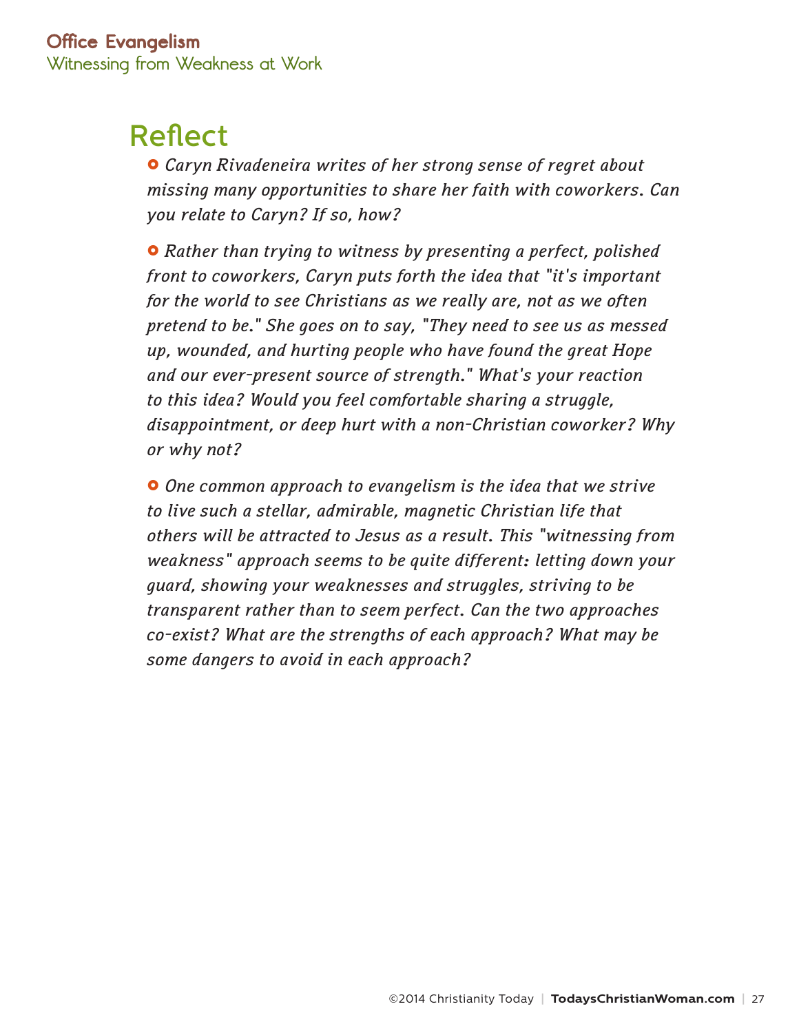# Reflect

- *Caryn Rivadeneira writes of her strong sense of regret about missing many opportunities to share her faith with coworkers. Can you relate to Caryn? If so, how?*

- *Rather than trying to witness by presenting a perfect, polished front to coworkers, Caryn puts forth the idea that "it's important for the world to see Christians as we really are, not as we often pretend to be." She goes on to say, "They need to see us as messed up, wounded, and hurting people who have found the great Hope and our ever-present source of strength." What's your reaction to this idea? Would you feel comfortable sharing a struggle, disappointment, or deep hurt with a non-Christian coworker? Why or why not?*

- *One common approach to evangelism is the idea that we strive to live such a stellar, admirable, magnetic Christian life that others will be attracted to Jesus as a result. This "witnessing from weakness" approach seems to be quite different: letting down your guard, showing your weaknesses and struggles, striving to be transparent rather than to seem perfect. Can the two approaches co-exist? What are the strengths of each approach? What may be some dangers to avoid in each approach?*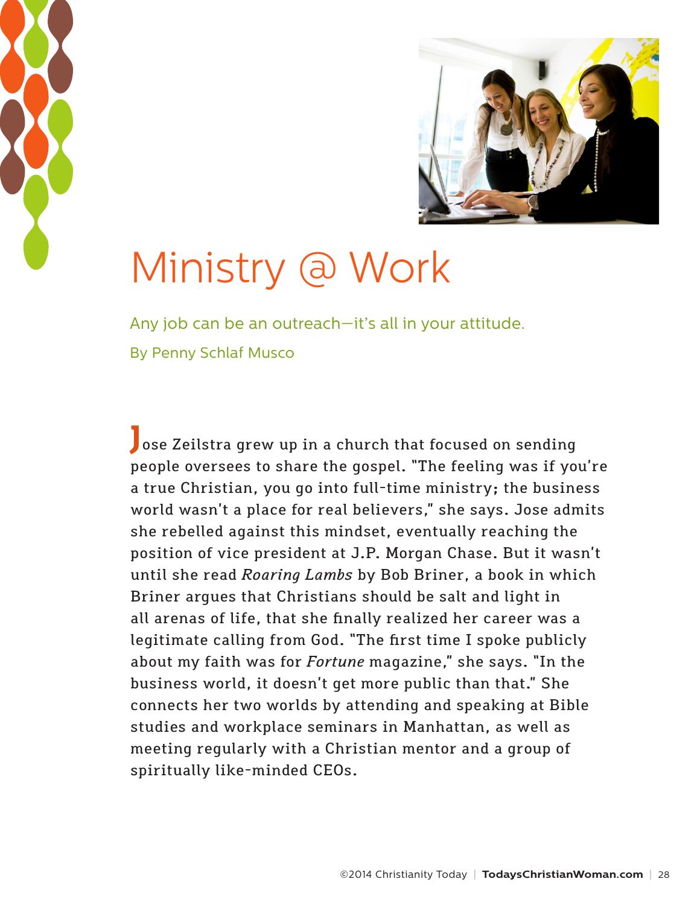# Ministry @ Work

Any job can be an outreach—it's all in your attitude.

By Penny Schlaf Musco

Jose Zeilstra grew up in a church that focused on sending people oversees to share the gospel. "The feeling was if you're a true Christian, you go into full-time ministry; the business world wasn't a place for real believers," she says. Jose admits she rebelled against this mindset, eventually reaching the position of vice president at J.P. Morgan Chase. But it wasn't until she read *Roaring Lambs* by Bob Briner, a book in which Briner argues that Christians should be salt and light in all arenas of life, that she finally realized her career was a legitimate calling from God. "The first time I spoke publicly about my faith was for *Fortune* magazine," she says. "In the business world, it doesn't get more public than that." She connects her two worlds by attending and speaking at Bible studies and workplace seminars in Manhattan, as well as meeting regularly with a Christian mentor and a group of spiritually like-minded CEOs.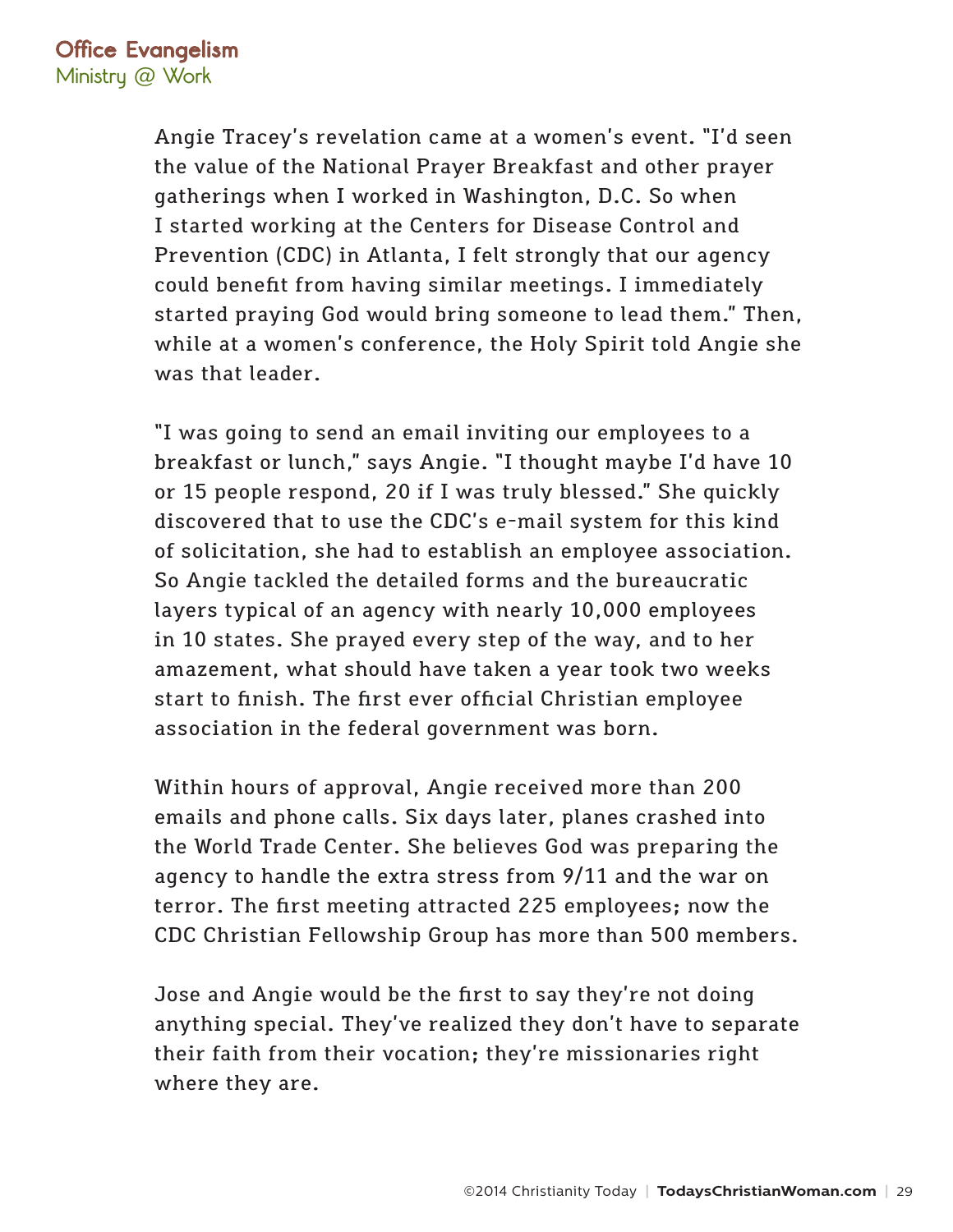Angie Tracey's revelation came at a women's event. "I'd seen the value of the National Prayer Breakfast and other prayer gatherings when I worked in Washington, D.C. So when I started working at the Centers for Disease Control and Prevention (CDC) in Atlanta, I felt strongly that our agency could benefit from having similar meetings. I immediately started praying God would bring someone to lead them." Then, while at a women's conference, the Holy Spirit told Angie she was that leader.

"I was going to send an email inviting our employees to a breakfast or lunch," says Angie. "I thought maybe I'd have 10 or 15 people respond, 20 if I was truly blessed." She quickly discovered that to use the CDC's e-mail system for this kind of solicitation, she had to establish an employee association. So Angie tackled the detailed forms and the bureaucratic layers typical of an agency with nearly 10,000 employees in 10 states. She prayed every step of the way, and to her amazement, what should have taken a year took two weeks start to finish. The first ever official Christian employee association in the federal government was born.

Within hours of approval, Angie received more than 200 emails and phone calls. Six days later, planes crashed into the World Trade Center. She believes God was preparing the agency to handle the extra stress from 9/11 and the war on terror. The first meeting attracted 225 employees; now the CDC Christian Fellowship Group has more than 500 members.

Jose and Angie would be the first to say they're not doing anything special. They've realized they don't have to separate their faith from their vocation; they're missionaries right where they are.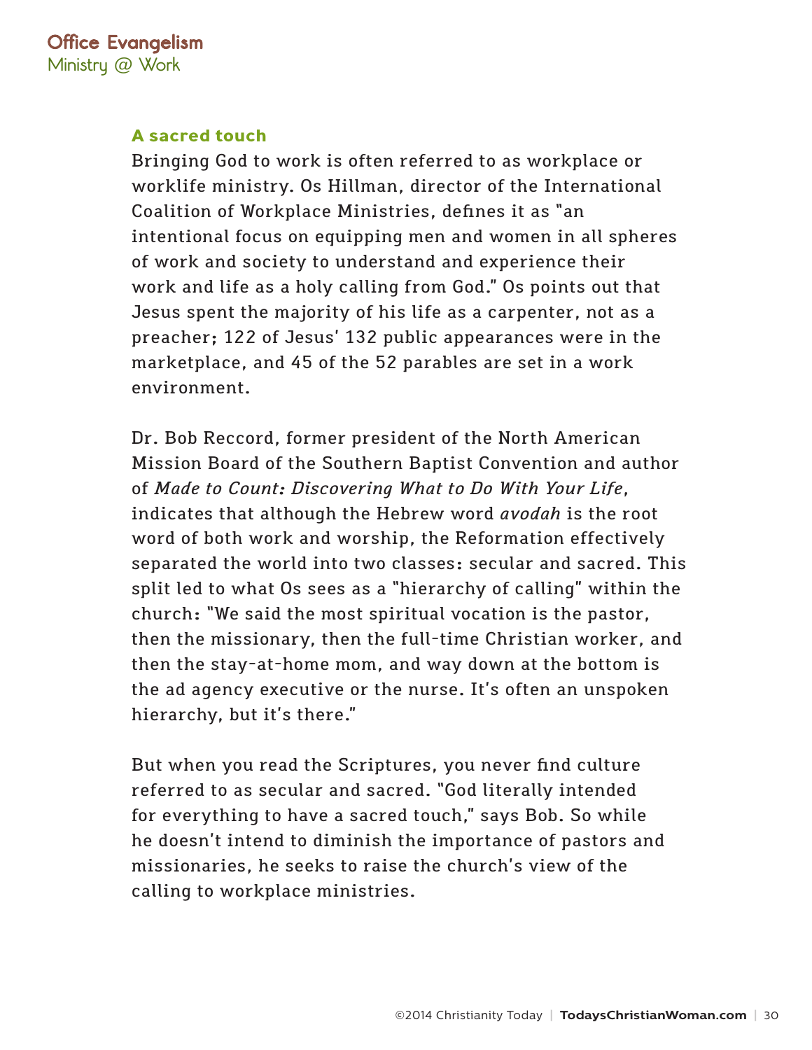### A sacred touch

Bringing God to work is often referred to as workplace or worklife ministry. Os Hillman, director of the International Coalition of Workplace Ministries, defines it as "an intentional focus on equipping men and women in all spheres of work and society to understand and experience their work and life as a holy calling from God." Os points out that Jesus spent the majority of his life as a carpenter, not as a preacher; 122 of Jesus' 132 public appearances were in the marketplace, and 45 of the 52 parables are set in a work environment.

Dr. Bob Reccord, former president of the North American Mission Board of the Southern Baptist Convention and author of *Made to Count: Discovering What to Do With Your Life*, indicates that although the Hebrew word *avodah* is the root word of both work and worship, the Reformation effectively separated the world into two classes: secular and sacred. This split led to what Os sees as a "hierarchy of calling" within the church: "We said the most spiritual vocation is the pastor, then the missionary, then the full-time Christian worker, and then the stay-at-home mom, and way down at the bottom is the ad agency executive or the nurse. It's often an unspoken hierarchy, but it's there."

But when you read the Scriptures, you never find culture referred to as secular and sacred. "God literally intended for everything to have a sacred touch," says Bob. So while he doesn't intend to diminish the importance of pastors and missionaries, he seeks to raise the church's view of the calling to workplace ministries.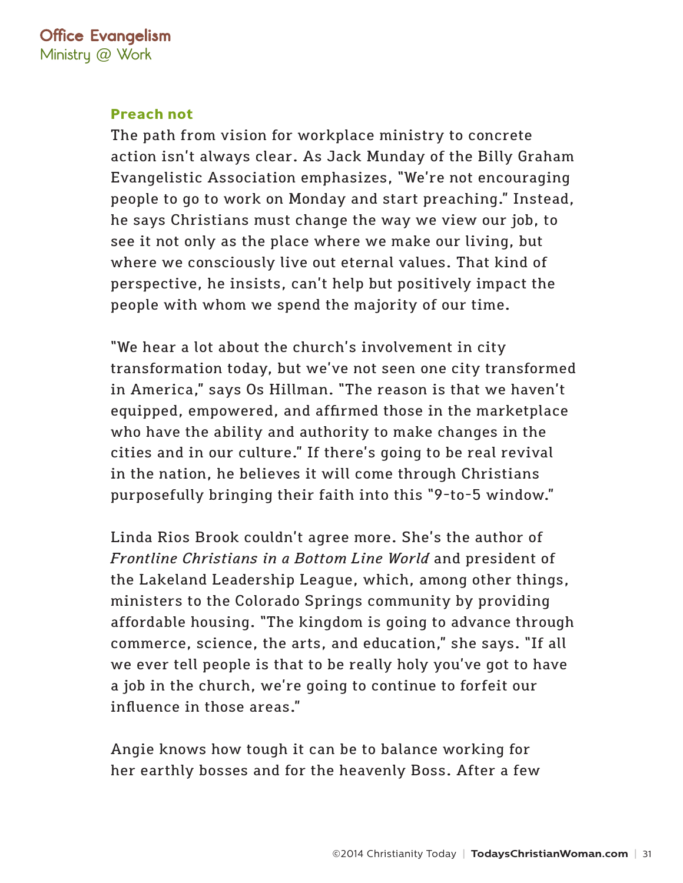### Preach not

The path from vision for workplace ministry to concrete action isn't always clear. As Jack Munday of the Billy Graham Evangelistic Association emphasizes, "We're not encouraging people to go to work on Monday and start preaching." Instead, he says Christians must change the way we view our job, to see it not only as the place where we make our living, but where we consciously live out eternal values. That kind of perspective, he insists, can't help but positively impact the people with whom we spend the majority of our time.

"We hear a lot about the church's involvement in city transformation today, but we've not seen one city transformed in America," says Os Hillman. "The reason is that we haven't equipped, empowered, and affirmed those in the marketplace who have the ability and authority to make changes in the cities and in our culture." If there's going to be real revival in the nation, he believes it will come through Christians purposefully bringing their faith into this "9-to-5 window."

Linda Rios Brook couldn't agree more. She's the author of *Frontline Christians in a Bottom Line World* and president of the Lakeland Leadership League, which, among other things, ministers to the Colorado Springs community by providing affordable housing. "The kingdom is going to advance through commerce, science, the arts, and education," she says. "If all we ever tell people is that to be really holy you've got to have a job in the church, we're going to continue to forfeit our influence in those areas."

Angie knows how tough it can be to balance working for her earthly bosses and for the heavenly Boss. After a few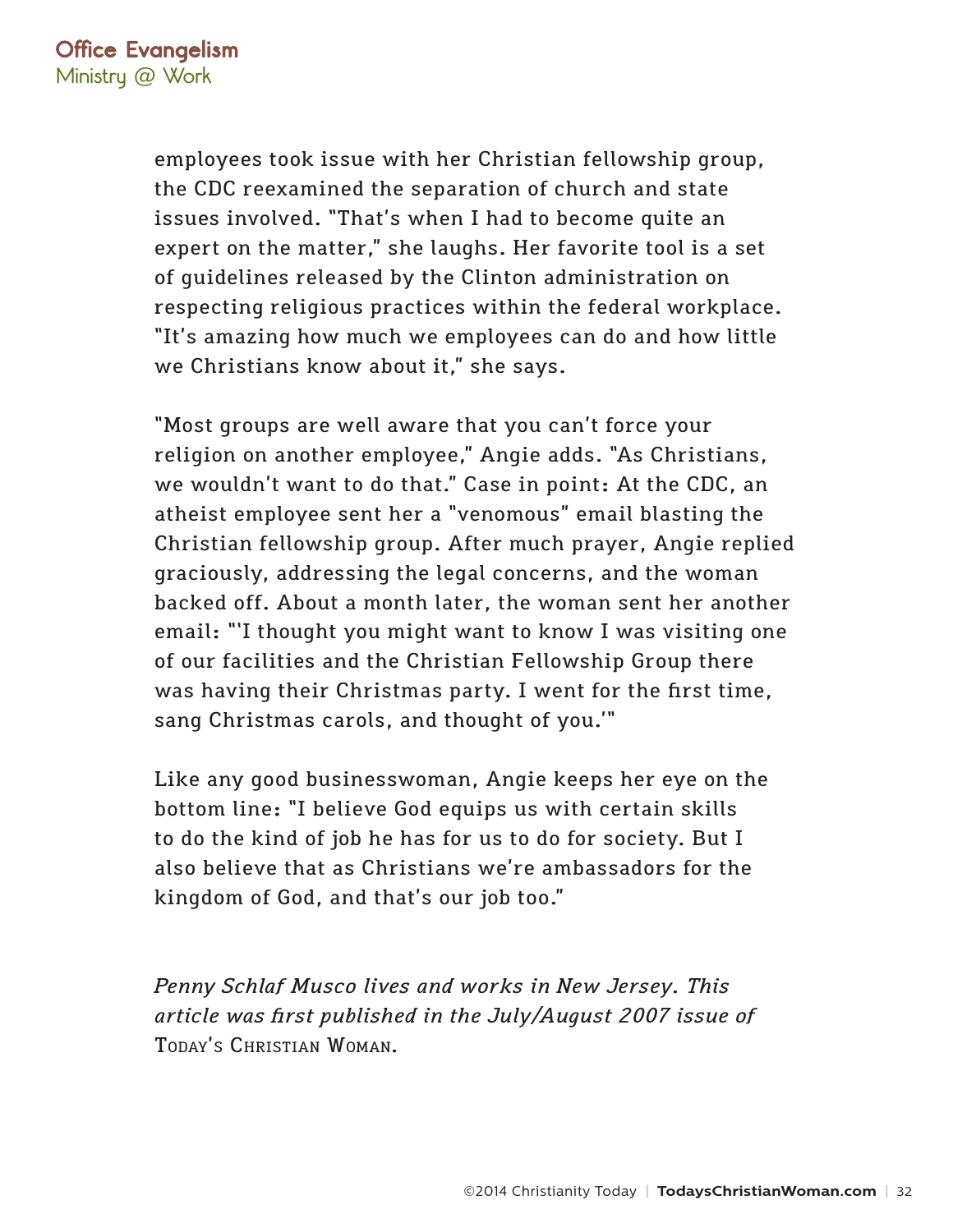employees took issue with her Christian fellowship group, the CDC reexamined the separation of church and state issues involved. "That's when I had to become quite an expert on the matter," she laughs. Her favorite tool is a set of guidelines released by the Clinton administration on respecting religious practices within the federal workplace. "It's amazing how much we employees can do and how little we Christians know about it," she says.

"Most groups are well aware that you can't force your religion on another employee," Angie adds. "As Christians, we wouldn't want to do that." Case in point: At the CDC, an atheist employee sent her a "venomous" email blasting the Christian fellowship group. After much prayer, Angie replied graciously, addressing the legal concerns, and the woman backed off. About a month later, the woman sent her another email: "'I thought you might want to know I was visiting one of our facilities and the Christian Fellowship Group there was having their Christmas party. I went for the first time, sang Christmas carols, and thought of you.'"

Like any good businesswoman, Angie keeps her eye on the bottom line: "I believe God equips us with certain skills to do the kind of job he has for us to do for society. But I also believe that as Christians we're ambassadors for the kingdom of God, and that's our job too."

*Penny Schlaf Musco lives and works in New Jersey. This article was first published in the July/August 2007 issue of* Today's Christian Woman.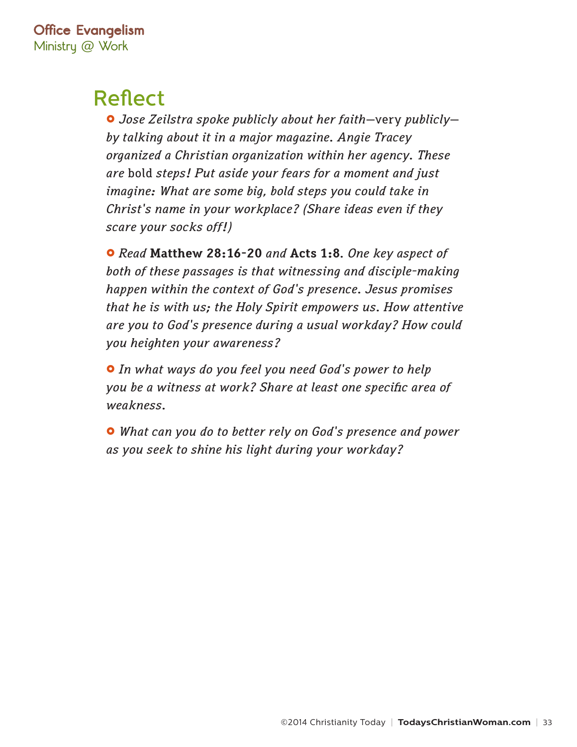# Reflect

- *Jose Zeilstra spoke publicly about her faith—*very *publicly—by talking about it in a major magazine. Angie Tracey organized a Christian organization within her agency. These are* bold *steps! Put aside your fears for a moment and just imagine: What are some big, bold steps you could take in Christ's name in your workplace? (Share ideas even if they scare your socks off!)*

- *Read* **Matthew 28:16-20** *and* **Acts 1:8***. One key aspect of both of these passages is that witnessing and disciple-making happen within the context of God's presence. Jesus promises that he is with us; the Holy Spirit empowers us. How attentive are you to God's presence during a usual workday? How could you heighten your awareness?*

- *In what ways do you feel you need God's power to help you be a witness at work? Share at least one specific area of weakness.*

- *What can you do to better rely on God's presence and power as you seek to shine his light during your workday?*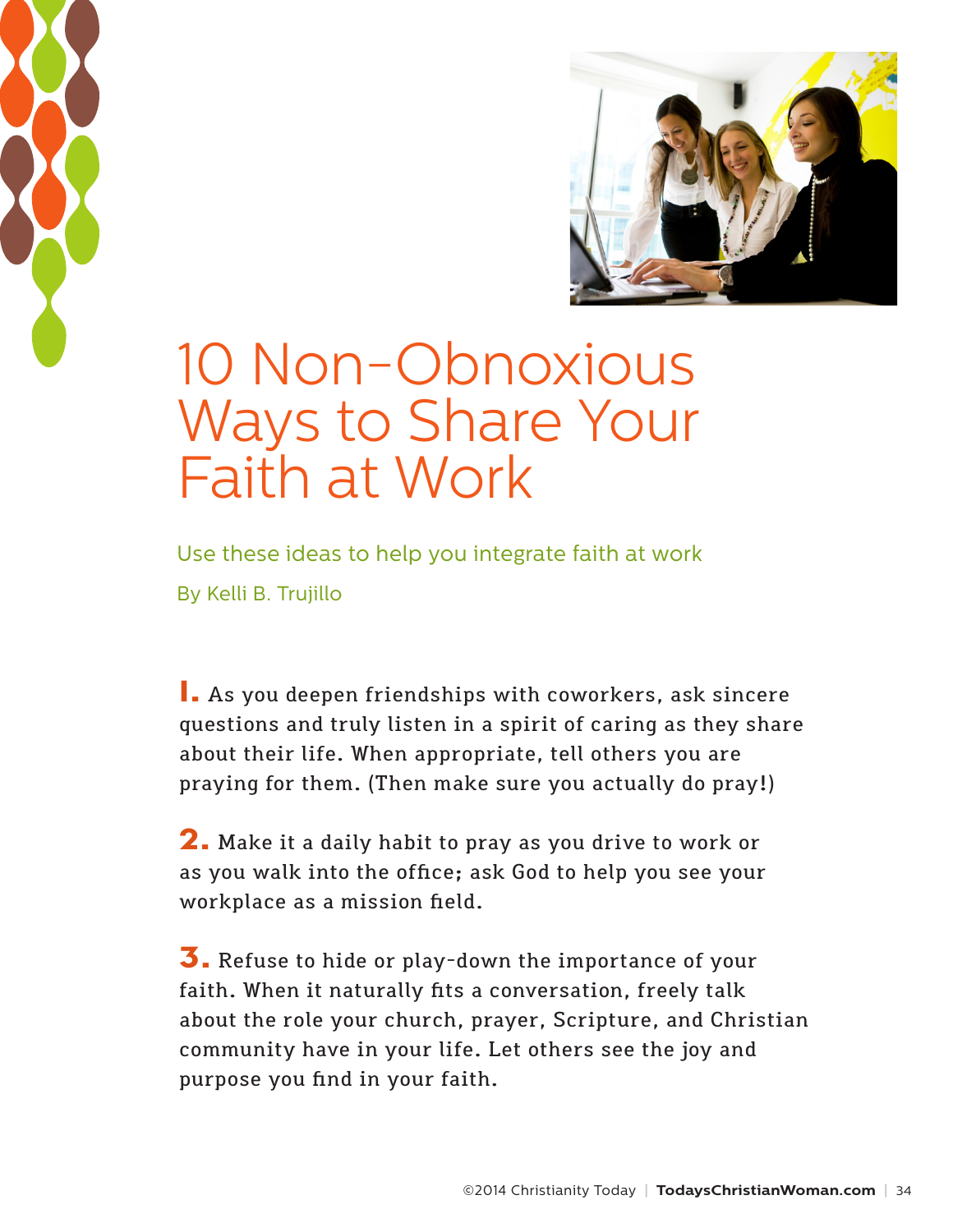# 10 Non-Obnoxious Ways to Share Your Faith at Work

Use these ideas to help you integrate faith at work

By Kelli B. Trujillo

**1.** As you deepen friendships with coworkers, ask sincere questions and truly listen in a spirit of caring as they share about their life. When appropriate, tell others you are praying for them. (Then make sure you actually do pray!)

**2.** Make it a daily habit to pray as you drive to work or as you walk into the office; ask God to help you see your workplace as a mission field.

**3.** Refuse to hide or play-down the importance of your faith. When it naturally fits a conversation, freely talk about the role your church, prayer, Scripture, and Christian community have in your life. Let others see the joy and purpose you find in your faith.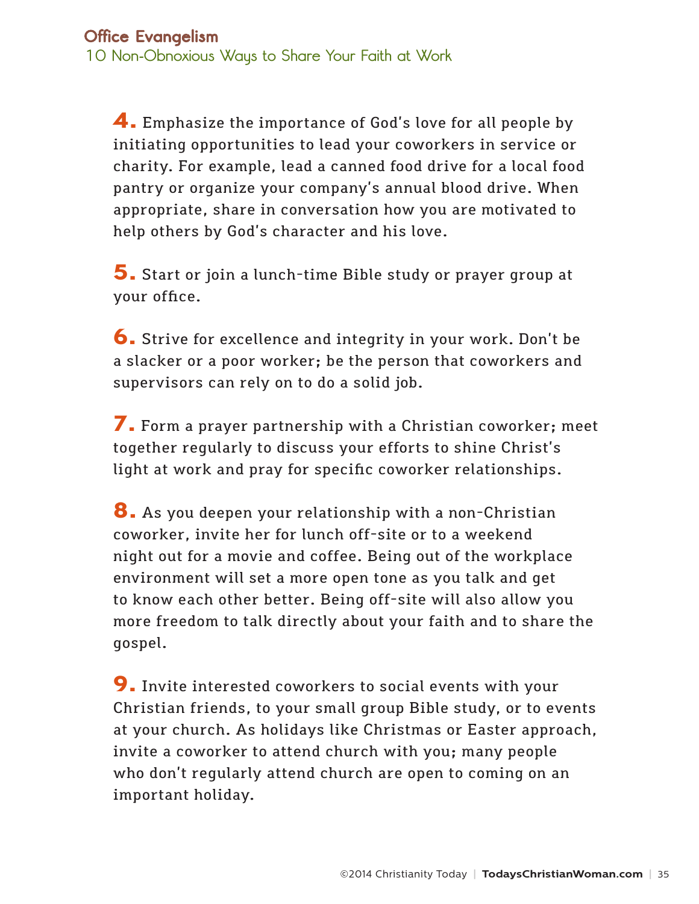4. Emphasize the importance of God's love for all people by initiating opportunities to lead your coworkers in service or charity. For example, lead a canned food drive for a local food pantry or organize your company's annual blood drive. When appropriate, share in conversation how you are motivated to help others by God's character and his love.

5. Start or join a lunch-time Bible study or prayer group at your office.

6. Strive for excellence and integrity in your work. Don't be a slacker or a poor worker; be the person that coworkers and supervisors can rely on to do a solid job.

7. Form a prayer partnership with a Christian coworker; meet together regularly to discuss your efforts to shine Christ's light at work and pray for specific coworker relationships.

8. As you deepen your relationship with a non-Christian coworker, invite her for lunch off-site or to a weekend night out for a movie and coffee. Being out of the workplace environment will set a more open tone as you talk and get to know each other better. Being off-site will also allow you more freedom to talk directly about your faith and to share the gospel.

9. Invite interested coworkers to social events with your Christian friends, to your small group Bible study, or to events at your church. As holidays like Christmas or Easter approach, invite a coworker to attend church with you; many people who don't regularly attend church are open to coming on an important holiday.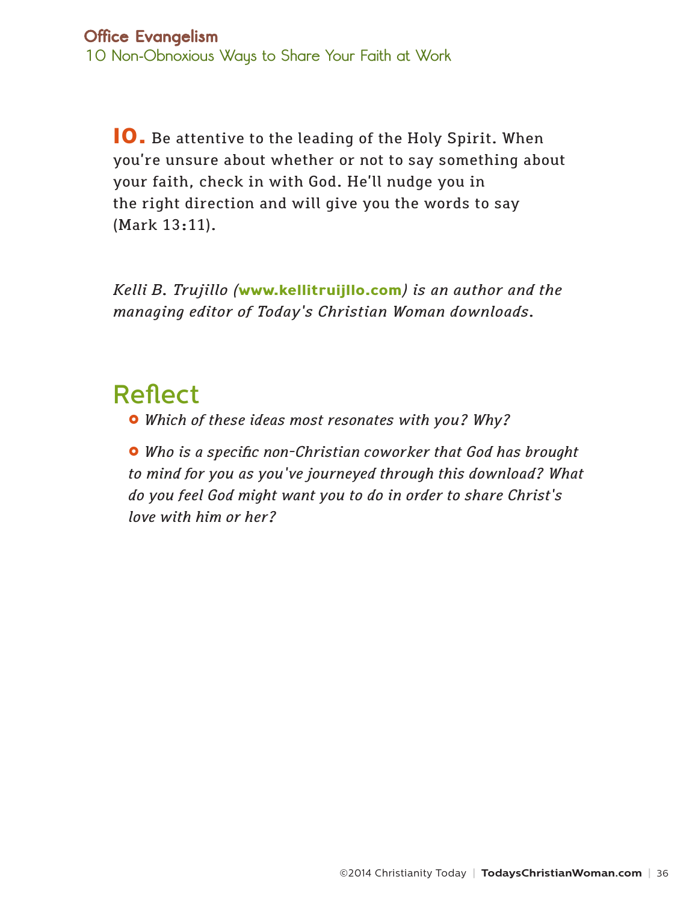**10.** Be attentive to the leading of the Holy Spirit. When you're unsure about whether or not to say something about your faith, check in with God. He'll nudge you in the right direction and will give you the words to say (Mark 13:11).

*Kelli B. Trujillo (**www.kellitruijllo.com**) is an author and the managing editor of Today's Christian Woman downloads.*

## Reflect

- *Which of these ideas most resonates with you? Why?*
- *Who is a specific non-Christian coworker that God has brought to mind for you as you've journeyed through this download? What do you feel God might want you to do in order to share Christ's love with him or her?*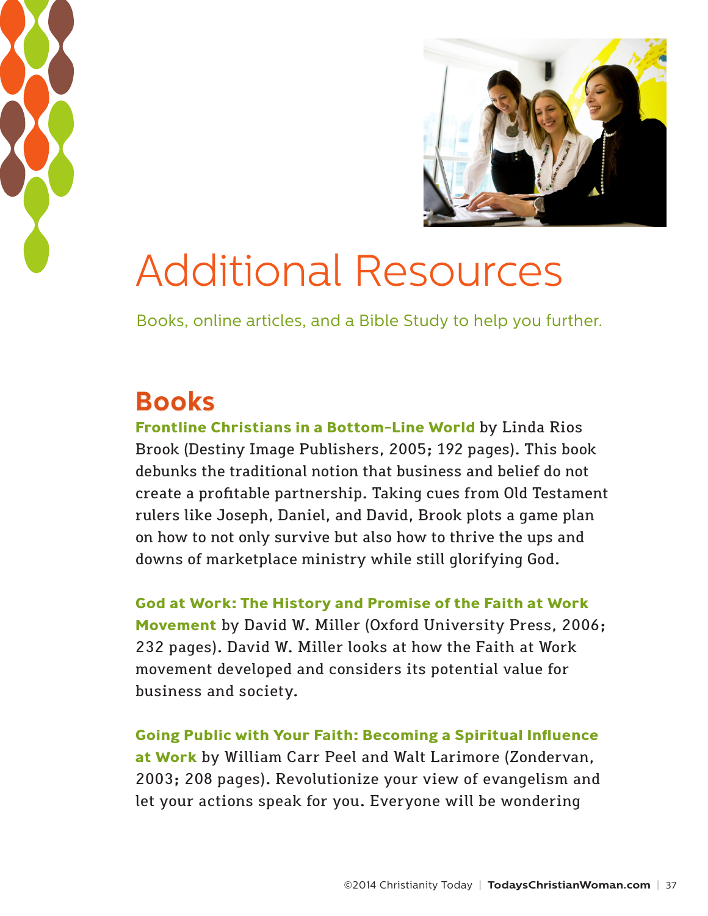# Additional Resources

Books, online articles, and a Bible Study to help you further.

## Books

**Frontline Christians in a Bottom-Line World** by Linda Rios Brook (Destiny Image Publishers, 2005; 192 pages). This book debunks the traditional notion that business and belief do not create a profitable partnership. Taking cues from Old Testament rulers like Joseph, Daniel, and David, Brook plots a game plan on how to not only survive but also how to thrive the ups and downs of marketplace ministry while still glorifying God.

**God at Work: The History and Promise of the Faith at Work Movement** by David W. Miller (Oxford University Press, 2006; 232 pages). David W. Miller looks at how the Faith at Work movement developed and considers its potential value for business and society.

**Going Public with Your Faith: Becoming a Spiritual Influence at Work** by William Carr Peel and Walt Larimore (Zondervan, 2003; 208 pages). Revolutionize your view of evangelism and let your actions speak for you. Everyone will be wondering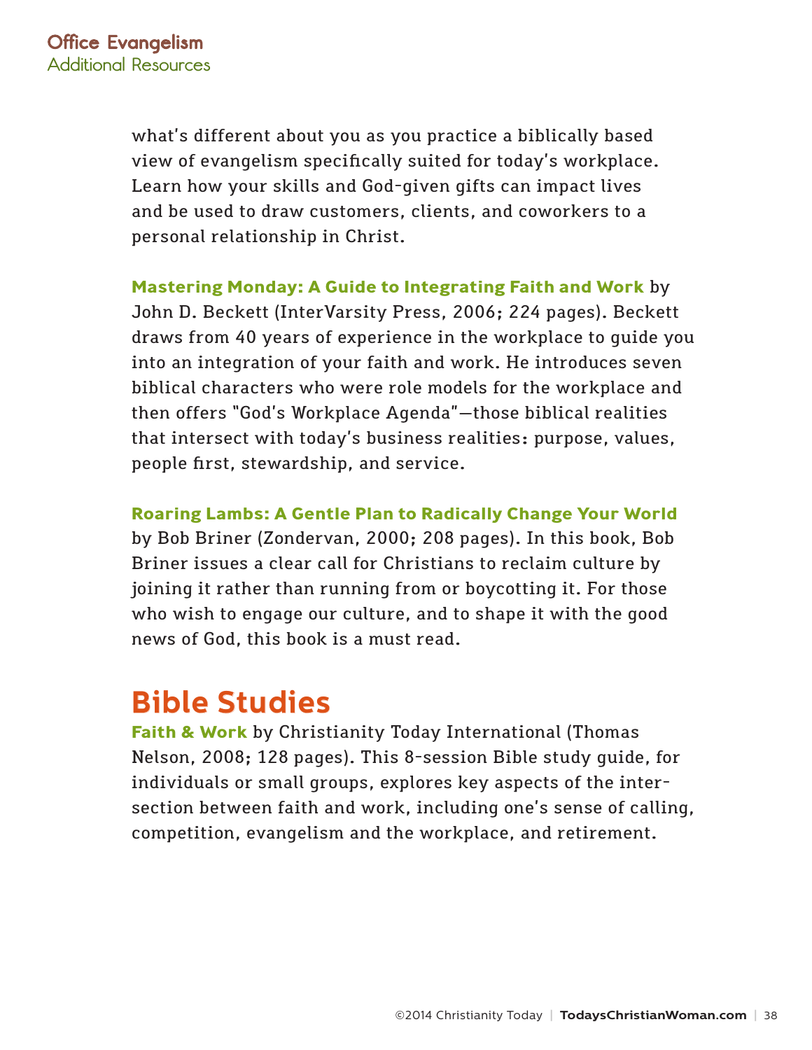what's different about you as you practice a biblically based view of evangelism specifically suited for today's workplace. Learn how your skills and God-given gifts can impact lives and be used to draw customers, clients, and coworkers to a personal relationship in Christ.

**Mastering Monday: A Guide to Integrating Faith and Work** by John D. Beckett (InterVarsity Press, 2006; 224 pages). Beckett draws from 40 years of experience in the workplace to guide you into an integration of your faith and work. He introduces seven biblical characters who were role models for the workplace and then offers "God's Workplace Agenda"—those biblical realities that intersect with today's business realities: purpose, values, people first, stewardship, and service.

**Roaring Lambs: A Gentle Plan to Radically Change Your World** by Bob Briner (Zondervan, 2000; 208 pages). In this book, Bob Briner issues a clear call for Christians to reclaim culture by joining it rather than running from or boycotting it. For those who wish to engage our culture, and to shape it with the good news of God, this book is a must read.

## Bible Studies

**Faith & Work** by Christianity Today International (Thomas Nelson, 2008; 128 pages). This 8-session Bible study guide, for individuals or small groups, explores key aspects of the intersection between faith and work, including one's sense of calling, competition, evangelism and the workplace, and retirement.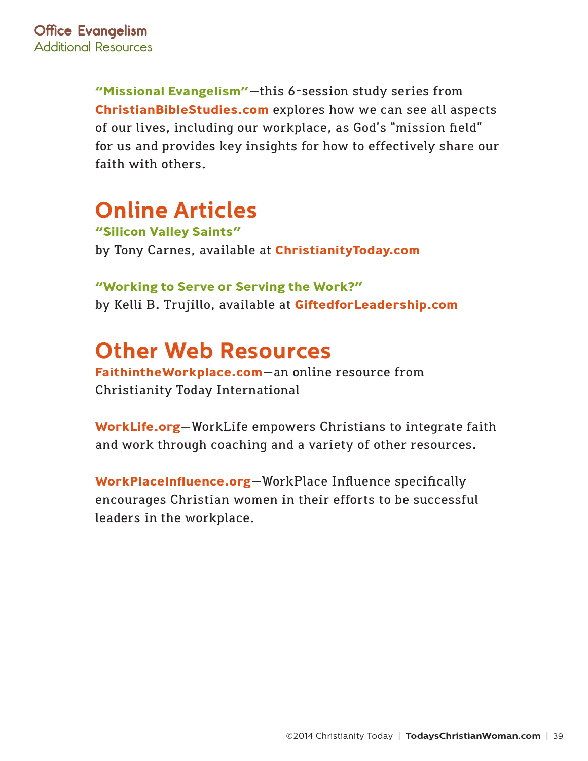**"Missional Evangelism"**—this 6-session study series from **ChristianBibleStudies.com** explores how we can see all aspects of our lives, including our workplace, as God's "mission field" for us and provides key insights for how to effectively share our faith with others.

## Online Articles

**"Silicon Valley Saints"**
by Tony Carnes, available at **ChristianityToday.com**

**"Working to Serve or Serving the Work?"**
by Kelli B. Trujillo, available at **GiftedforLeadership.com**

## Other Web Resources

**FaithintheWorkplace.com**—an online resource from Christianity Today International

**WorkLife.org**—WorkLife empowers Christians to integrate faith and work through coaching and a variety of other resources.

**WorkPlaceInfluence.org**—WorkPlace Influence specifically encourages Christian women in their efforts to be successful leaders in the workplace.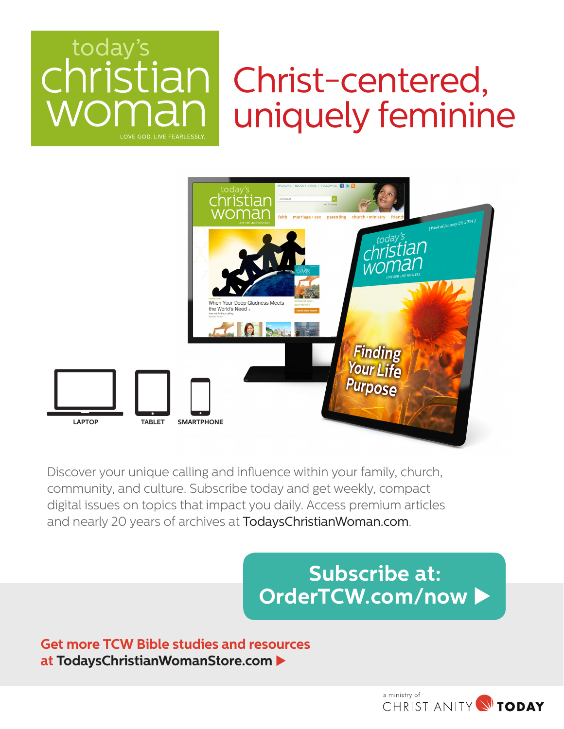# today's christian woman

LOVE GOD. LIVE FEARLESSLY.

## Christ-centered, uniquely feminine

LAPTOP

TABLET

SMARTPHONE

Discover your unique calling and influence within your family, church, community, and culture. Subscribe today and get weekly, compact digital issues on topics that impact you daily. Access premium articles and nearly 20 years of archives at TodaysChristianWoman.com.

**Subscribe at: OrderTCW.com/now ▶**

**Get more TCW Bible studies and resources at TodaysChristianWomanStore.com ▶**

a ministry of CHRISTIANITY TODAY